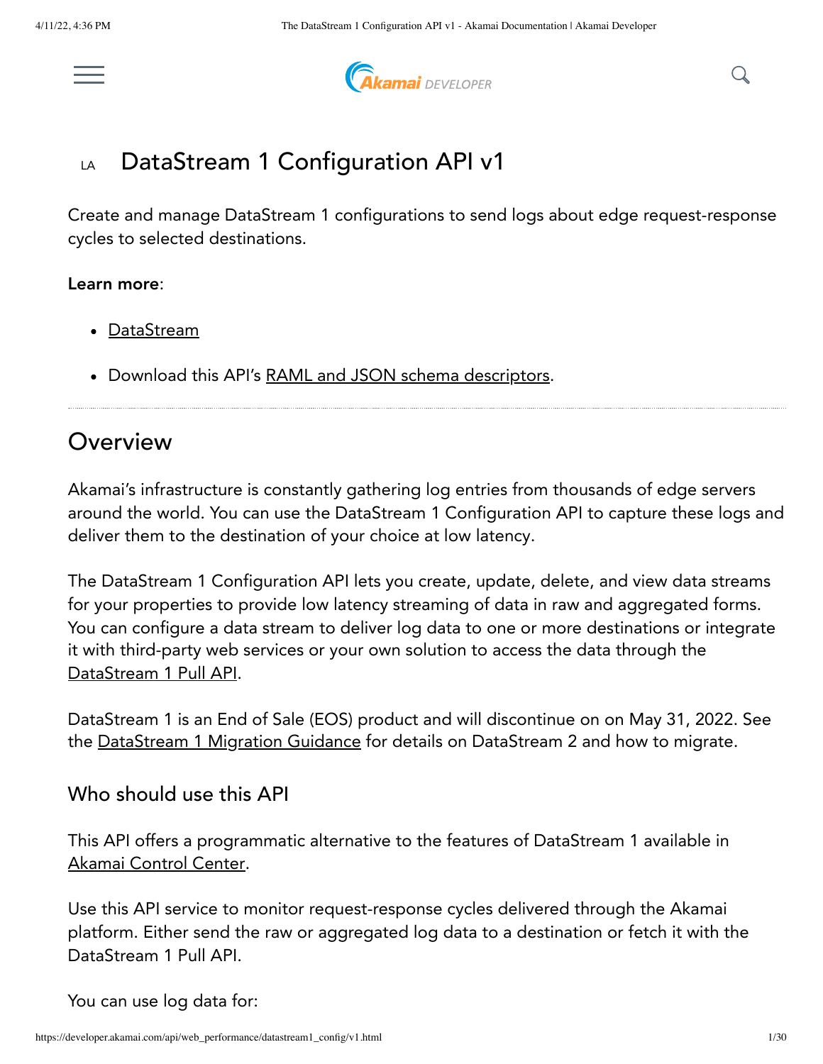# LA DataStream 1 Configuration API v1

Create and manage DataStream 1 configurations to send logs about edge request-response cycles to selected destinations.

**Learn more**:

- DataStream
- Download this API's RAML and JSON schema descriptors.

## Overview

Akamai's infrastructure is constantly gathering log entries from thousands of edge servers around the world. You can use the DataStream 1 Configuration API to capture these logs and deliver them to the destination of your choice at low latency.

The DataStream 1 Configuration API lets you create, update, delete, and view data streams for your properties to provide low latency streaming of data in raw and aggregated forms. You can configure a data stream to deliver log data to one or more destinations or integrate it with third-party web services or your own solution to access the data through the DataStream 1 Pull API.

DataStream 1 is an End of Sale (EOS) product and will discontinue on on May 31, 2022. See the DataStream 1 Migration Guidance for details on DataStream 2 and how to migrate.

### Who should use this API

This API offers a programmatic alternative to the features of DataStream 1 available in Akamai Control Center.

Use this API service to monitor request-response cycles delivered through the Akamai platform. Either send the raw or aggregated log data to a destination or fetch it with the DataStream 1 Pull API.

You can use log data for: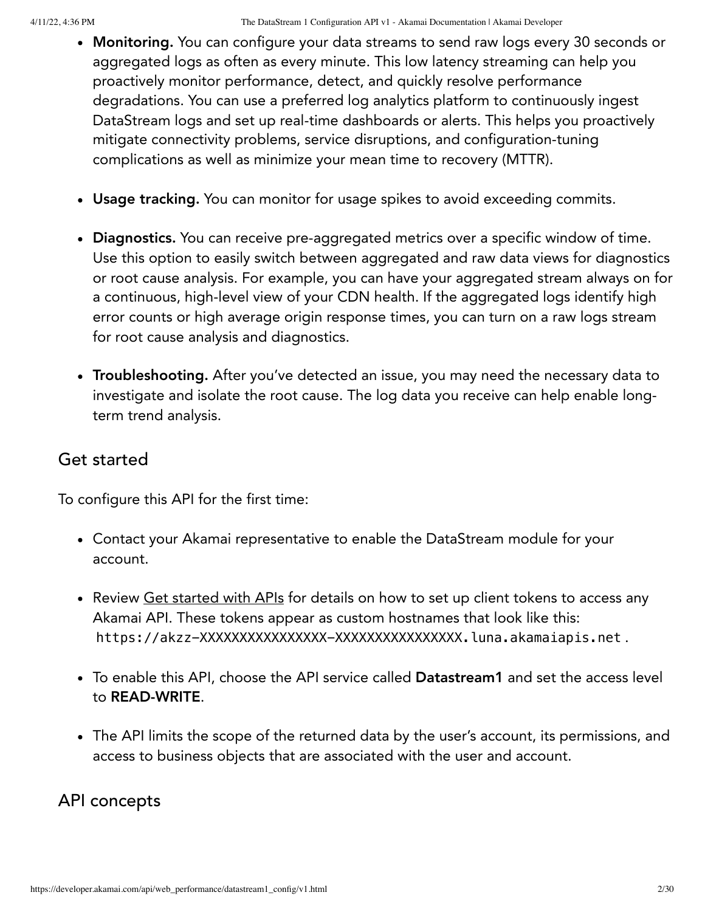- **Monitoring.** You can configure your data streams to send raw logs every 30 seconds or aggregated logs as often as every minute. This low latency streaming can help you proactively monitor performance, detect, and quickly resolve performance degradations. You can use a preferred log analytics platform to continuously ingest DataStream logs and set up real-time dashboards or alerts. This helps you proactively mitigate connectivity problems, service disruptions, and configuration-tuning complications as well as minimize your mean time to recovery (MTTR).

- **Usage tracking.** You can monitor for usage spikes to avoid exceeding commits.

- **Diagnostics.** You can receive pre-aggregated metrics over a specific window of time. Use this option to easily switch between aggregated and raw data views for diagnostics or root cause analysis. For example, you can have your aggregated stream always on for a continuous, high-level view of your CDN health. If the aggregated logs identify high error counts or high average origin response times, you can turn on a raw logs stream for root cause analysis and diagnostics.

- **Troubleshooting.** After you've detected an issue, you may need the necessary data to investigate and isolate the root cause. The log data you receive can help enable long-term trend analysis.

## Get started

To configure this API for the first time:

- Contact your Akamai representative to enable the DataStream module for your account.

- Review Get started with APIs for details on how to set up client tokens to access any Akamai API. These tokens appear as custom hostnames that look like this: `https://akzz-XXXXXXXXXXXXXXXX-XXXXXXXXXXXXXXXX.luna.akamaiapis.net`.

- To enable this API, choose the API service called **Datastream1** and set the access level to **READ-WRITE**.

- The API limits the scope of the returned data by the user's account, its permissions, and access to business objects that are associated with the user and account.

## API concepts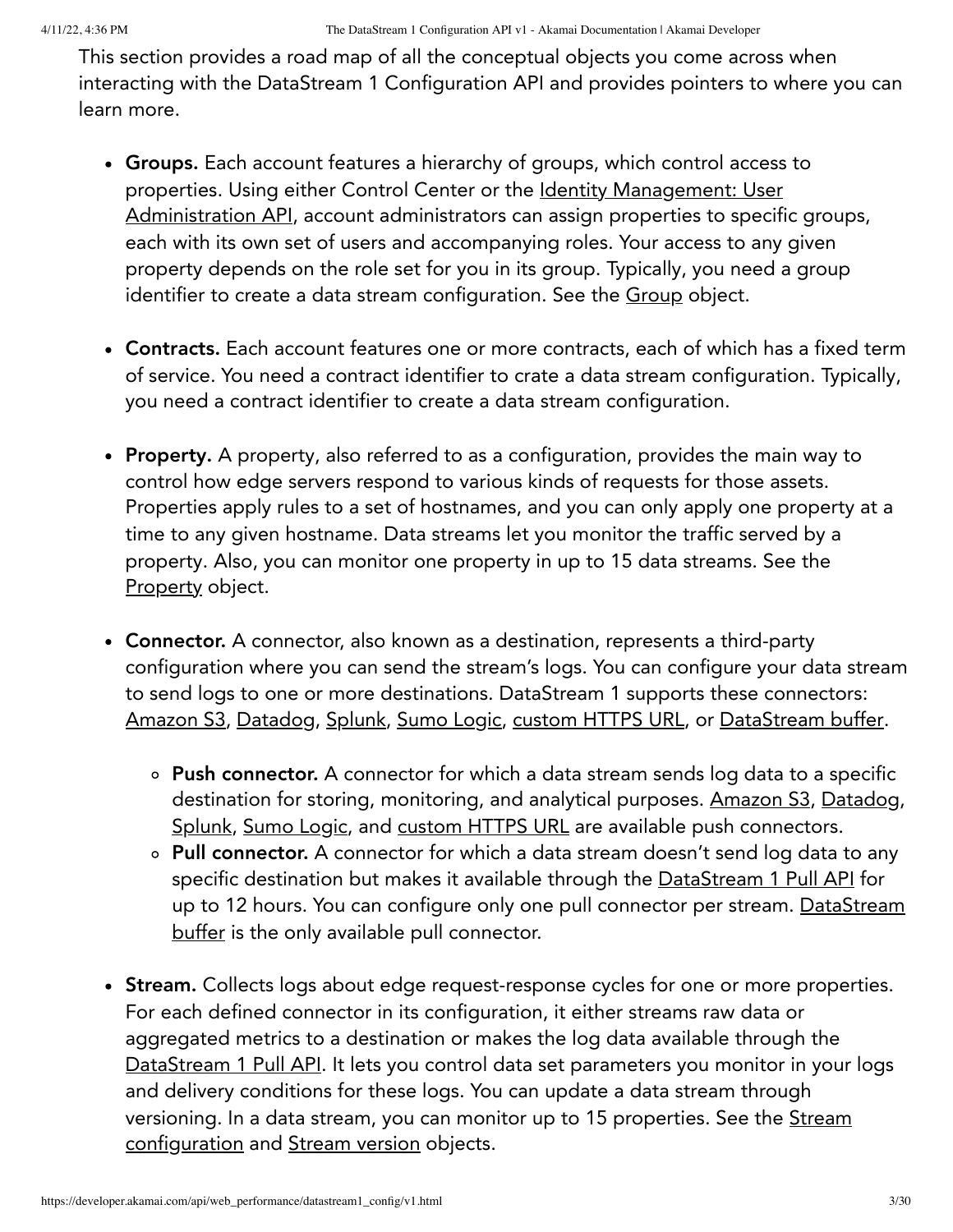This section provides a road map of all the conceptual objects you come across when interacting with the DataStream 1 Configuration API and provides pointers to where you can learn more.

- **Groups.** Each account features a hierarchy of groups, which control access to properties. Using either Control Center or the Identity Management: User Administration API, account administrators can assign properties to specific groups, each with its own set of users and accompanying roles. Your access to any given property depends on the role set for you in its group. Typically, you need a group identifier to create a data stream configuration. See the Group object.

- **Contracts.** Each account features one or more contracts, each of which has a fixed term of service. You need a contract identifier to crate a data stream configuration. Typically, you need a contract identifier to create a data stream configuration.

- **Property.** A property, also referred to as a configuration, provides the main way to control how edge servers respond to various kinds of requests for those assets. Properties apply rules to a set of hostnames, and you can only apply one property at a time to any given hostname. Data streams let you monitor the traffic served by a property. Also, you can monitor one property in up to 15 data streams. See the Property object.

- **Connector.** A connector, also known as a destination, represents a third-party configuration where you can send the stream's logs. You can configure your data stream to send logs to one or more destinations. DataStream 1 supports these connectors: Amazon S3, Datadog, Splunk, Sumo Logic, custom HTTPS URL, or DataStream buffer.
  - **Push connector.** A connector for which a data stream sends log data to a specific destination for storing, monitoring, and analytical purposes. Amazon S3, Datadog, Splunk, Sumo Logic, and custom HTTPS URL are available push connectors.
  - **Pull connector.** A connector for which a data stream doesn't send log data to any specific destination but makes it available through the DataStream 1 Pull API for up to 12 hours. You can configure only one pull connector per stream. DataStream buffer is the only available pull connector.

- **Stream.** Collects logs about edge request-response cycles for one or more properties. For each defined connector in its configuration, it either streams raw data or aggregated metrics to a destination or makes the log data available through the DataStream 1 Pull API. It lets you control data set parameters you monitor in your logs and delivery conditions for these logs. You can update a data stream through versioning. In a data stream, you can monitor up to 15 properties. See the Stream configuration and Stream version objects.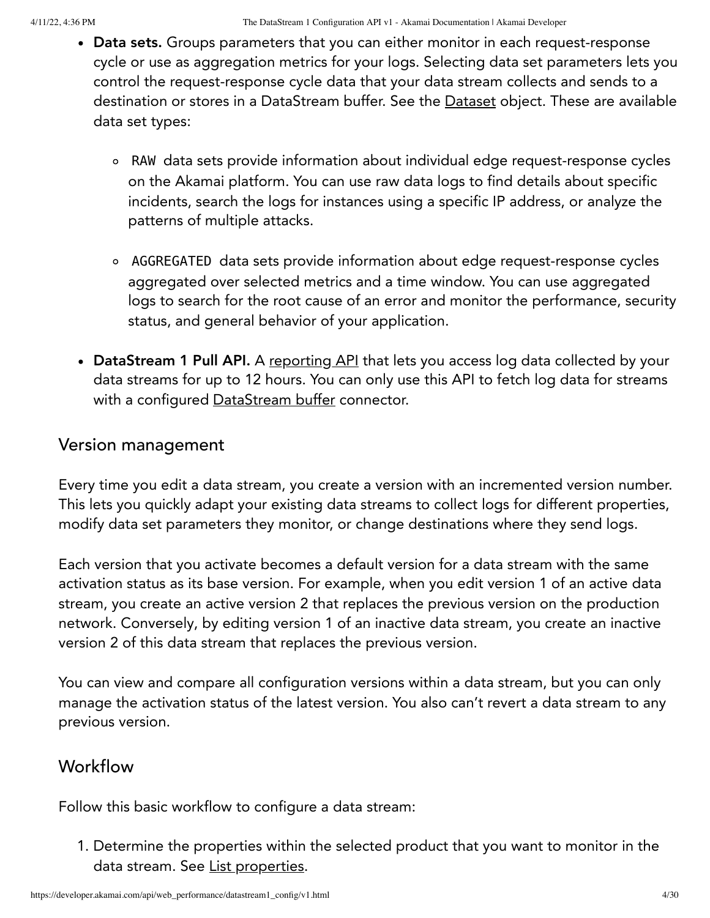- **Data sets.** Groups parameters that you can either monitor in each request-response cycle or use as aggregation metrics for your logs. Selecting data set parameters lets you control the request-response cycle data that your data stream collects and sends to a destination or stores in a DataStream buffer. See the Dataset object. These are available data set types:

    - `RAW` data sets provide information about individual edge request-response cycles on the Akamai platform. You can use raw data logs to find details about specific incidents, search the logs for instances using a specific IP address, or analyze the patterns of multiple attacks.

    - `AGGREGATED` data sets provide information about edge request-response cycles aggregated over selected metrics and a time window. You can use aggregated logs to search for the root cause of an error and monitor the performance, security status, and general behavior of your application.

- **DataStream 1 Pull API.** A reporting API that lets you access log data collected by your data streams for up to 12 hours. You can only use this API to fetch log data for streams with a configured DataStream buffer connector.

## Version management

Every time you edit a data stream, you create a version with an incremented version number. This lets you quickly adapt your existing data streams to collect logs for different properties, modify data set parameters they monitor, or change destinations where they send logs.

Each version that you activate becomes a default version for a data stream with the same activation status as its base version. For example, when you edit version 1 of an active data stream, you create an active version 2 that replaces the previous version on the production network. Conversely, by editing version 1 of an inactive data stream, you create an inactive version 2 of this data stream that replaces the previous version.

You can view and compare all configuration versions within a data stream, but you can only manage the activation status of the latest version. You also can't revert a data stream to any previous version.

## Workflow

Follow this basic workflow to configure a data stream:

1. Determine the properties within the selected product that you want to monitor in the data stream. See List properties.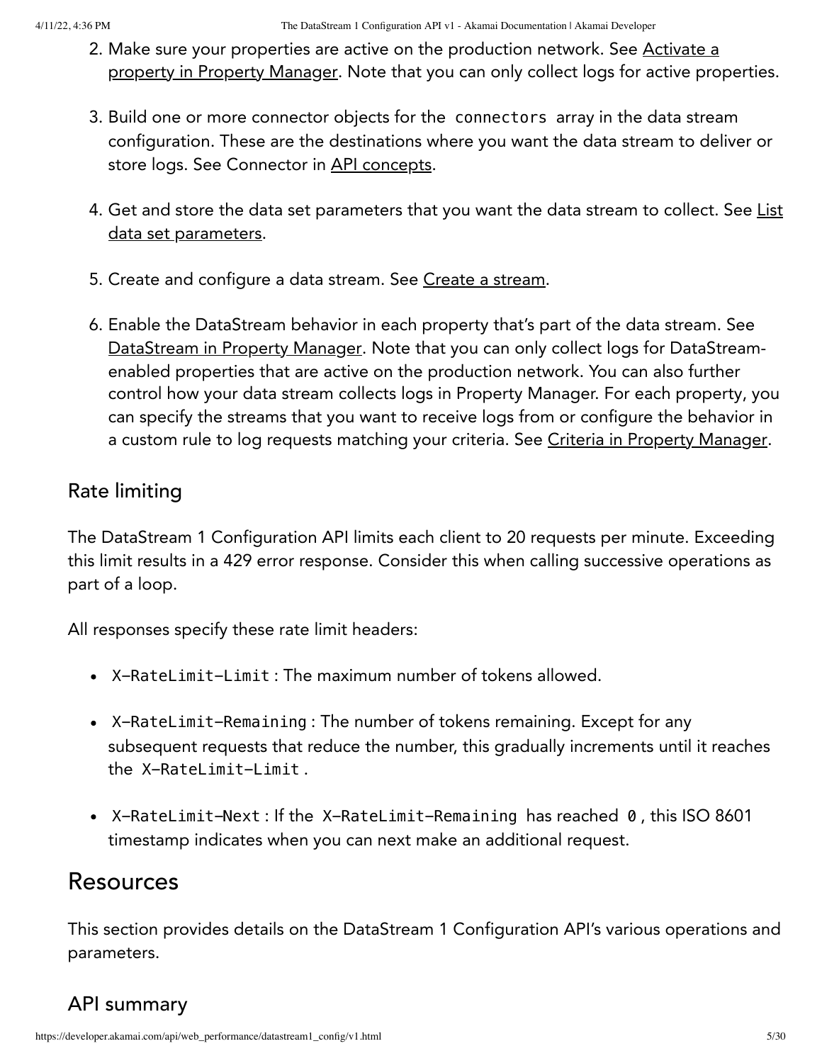2. Make sure your properties are active on the production network. See Activate a property in Property Manager. Note that you can only collect logs for active properties.

3. Build one or more connector objects for the `connectors` array in the data stream configuration. These are the destinations where you want the data stream to deliver or store logs. See Connector in API concepts.

4. Get and store the data set parameters that you want the data stream to collect. See List data set parameters.

5. Create and configure a data stream. See Create a stream.

6. Enable the DataStream behavior in each property that's part of the data stream. See DataStream in Property Manager. Note that you can only collect logs for DataStream-enabled properties that are active on the production network. You can also further control how your data stream collects logs in Property Manager. For each property, you can specify the streams that you want to receive logs from or configure the behavior in a custom rule to log requests matching your criteria. See Criteria in Property Manager.

### Rate limiting

The DataStream 1 Configuration API limits each client to 20 requests per minute. Exceeding this limit results in a 429 error response. Consider this when calling successive operations as part of a loop.

All responses specify these rate limit headers:

- `X-RateLimit-Limit`: The maximum number of tokens allowed.
- `X-RateLimit-Remaining`: The number of tokens remaining. Except for any subsequent requests that reduce the number, this gradually increments until it reaches the `X-RateLimit-Limit`.
- `X-RateLimit-Next`: If the `X-RateLimit-Remaining` has reached `0`, this ISO 8601 timestamp indicates when you can next make an additional request.

## Resources

This section provides details on the DataStream 1 Configuration API's various operations and parameters.

### API summary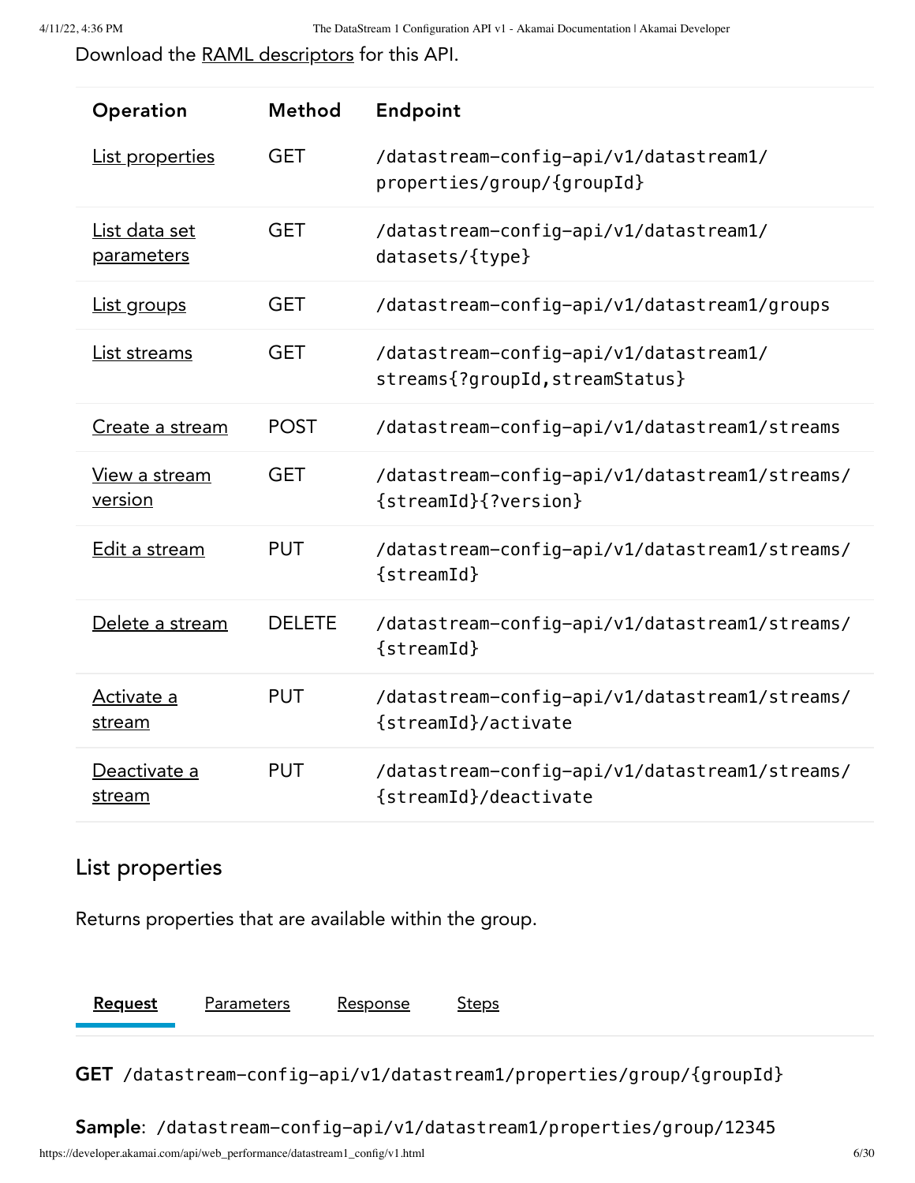Download the RAML descriptors for this API.

| Operation | Method | Endpoint |
| --- | --- | --- |
| List properties | GET | /datastream-config-api/v1/datastream1/properties/group/{groupId} |
| List data set parameters | GET | /datastream-config-api/v1/datastream1/datasets/{type} |
| List groups | GET | /datastream-config-api/v1/datastream1/groups |
| List streams | GET | /datastream-config-api/v1/datastream1/streams{?groupId,streamStatus} |
| Create a stream | POST | /datastream-config-api/v1/datastream1/streams |
| View a stream version | GET | /datastream-config-api/v1/datastream1/streams/{streamId}{?version} |
| Edit a stream | PUT | /datastream-config-api/v1/datastream1/streams/{streamId} |
| Delete a stream | DELETE | /datastream-config-api/v1/datastream1/streams/{streamId} |
| Activate a stream | PUT | /datastream-config-api/v1/datastream1/streams/{streamId}/activate |
| Deactivate a stream | PUT | /datastream-config-api/v1/datastream1/streams/{streamId}/deactivate |

## List properties

Returns properties that are available within the group.

**Request** Parameters Response Steps

**GET** `/datastream-config-api/v1/datastream1/properties/group/{groupId}`

**Sample**: `/datastream-config-api/v1/datastream1/properties/group/12345`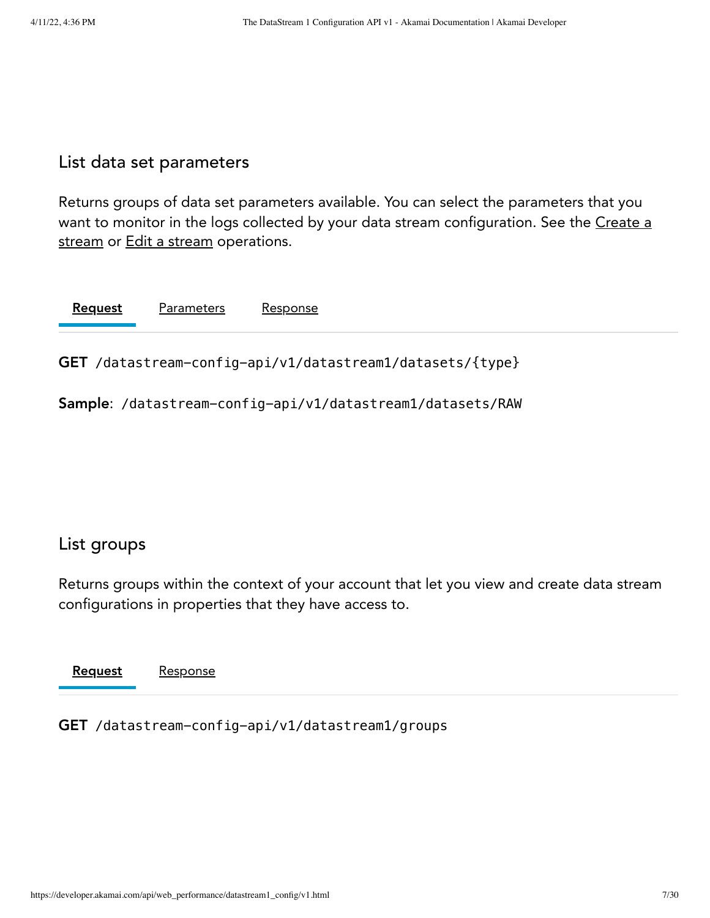## List data set parameters

Returns groups of data set parameters available. You can select the parameters that you want to monitor in the logs collected by your data stream configuration. See the Create a stream or Edit a stream operations.

**Request** | Parameters | Response

**GET** `/datastream-config-api/v1/datastream1/datasets/{type}`

**Sample**: `/datastream-config-api/v1/datastream1/datasets/RAW`

## List groups

Returns groups within the context of your account that let you view and create data stream configurations in properties that they have access to.

**Request** | Response

**GET** `/datastream-config-api/v1/datastream1/groups`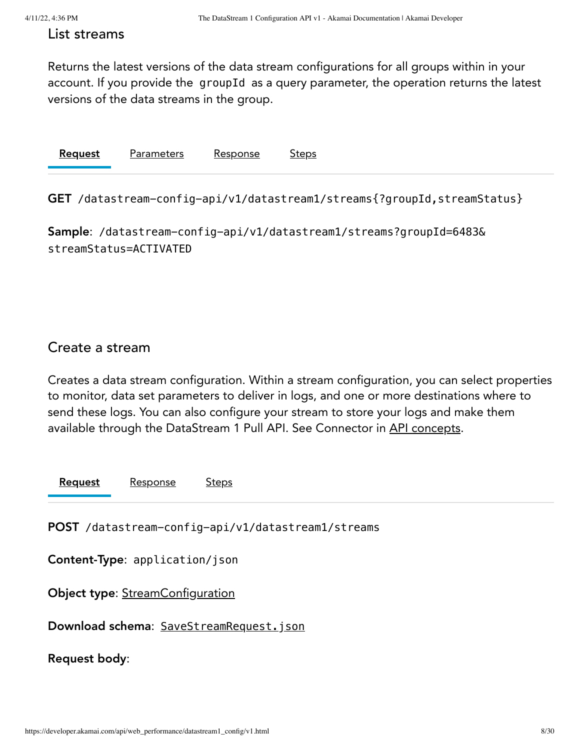## List streams

Returns the latest versions of the data stream configurations for all groups within in your account. If you provide the `groupId` as a query parameter, the operation returns the latest versions of the data streams in the group.

**Request** Parameters Response Steps

**GET** `/datastream-config-api/v1/datastream1/streams{?groupId,streamStatus}`

**Sample**: `/datastream-config-api/v1/datastream1/streams?groupId=6483&streamStatus=ACTIVATED`

## Create a stream

Creates a data stream configuration. Within a stream configuration, you can select properties to monitor, data set parameters to deliver in logs, and one or more destinations where to send these logs. You can also configure your stream to store your logs and make them available through the DataStream 1 Pull API. See Connector in API concepts.

**Request** Response Steps

**POST** `/datastream-config-api/v1/datastream1/streams`

**Content-Type**: `application/json`

**Object type**: StreamConfiguration

**Download schema**: `SaveStreamRequest.json`

**Request body**: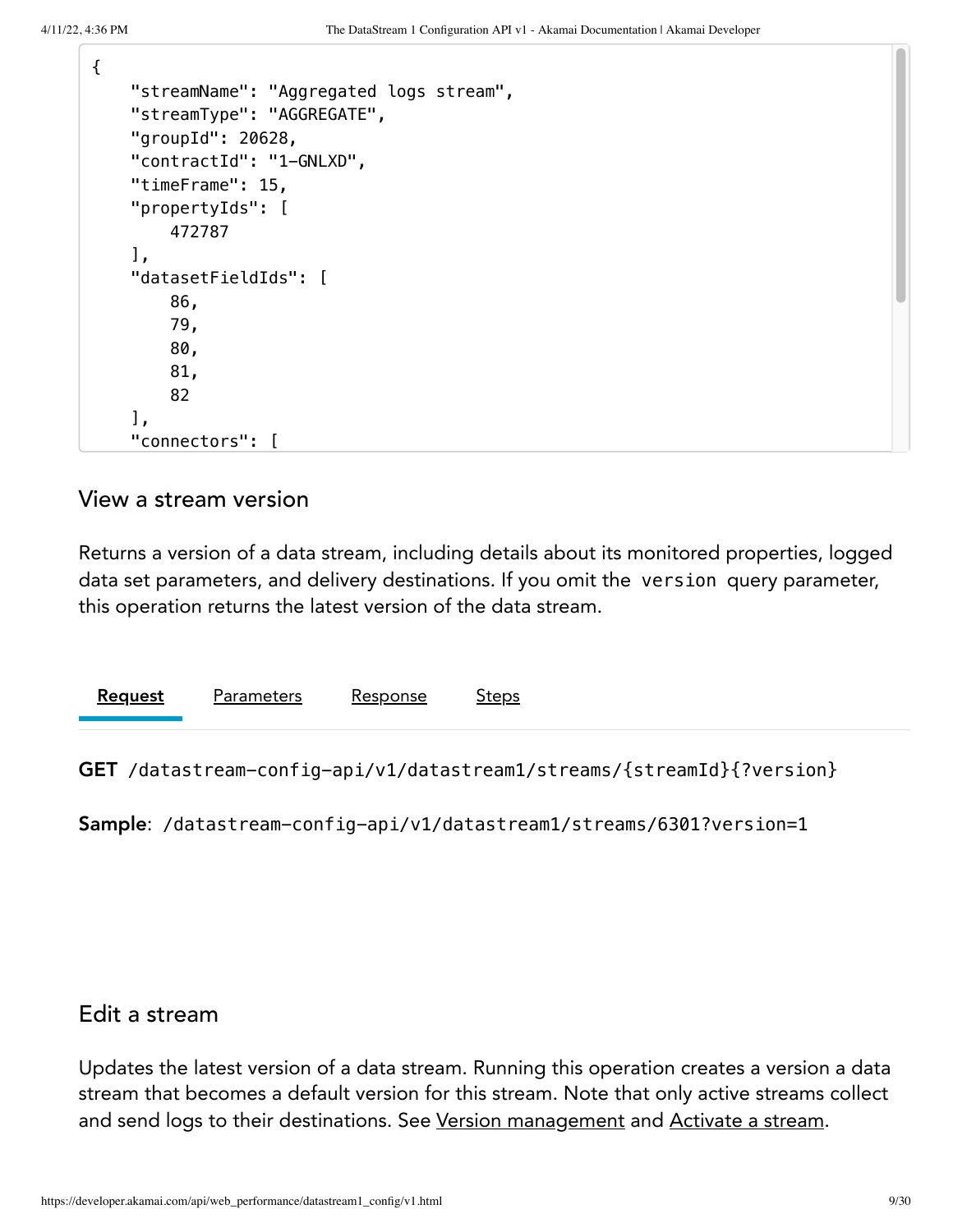```
{
    "streamName": "Aggregated logs stream",
    "streamType": "AGGREGATE",
    "groupId": 20628,
    "contractId": "1-GNLXD",
    "timeFrame": 15,
    "propertyIds": [
        472787
    ],
    "datasetFieldIds": [
        86,
        79,
        80,
        81,
        82
    ],
    "connectors": [
```

## View a stream version

Returns a version of a data stream, including details about its monitored properties, logged data set parameters, and delivery destinations. If you omit the `version` query parameter, this operation returns the latest version of the data stream.

Request | Parameters | Response | Steps

**GET** `/datastream-config-api/v1/datastream1/streams/{streamId}{?version}`

**Sample**: `/datastream-config-api/v1/datastream1/streams/6301?version=1`

## Edit a stream

Updates the latest version of a data stream. Running this operation creates a version a data stream that becomes a default version for this stream. Note that only active streams collect and send logs to their destinations. See Version management and Activate a stream.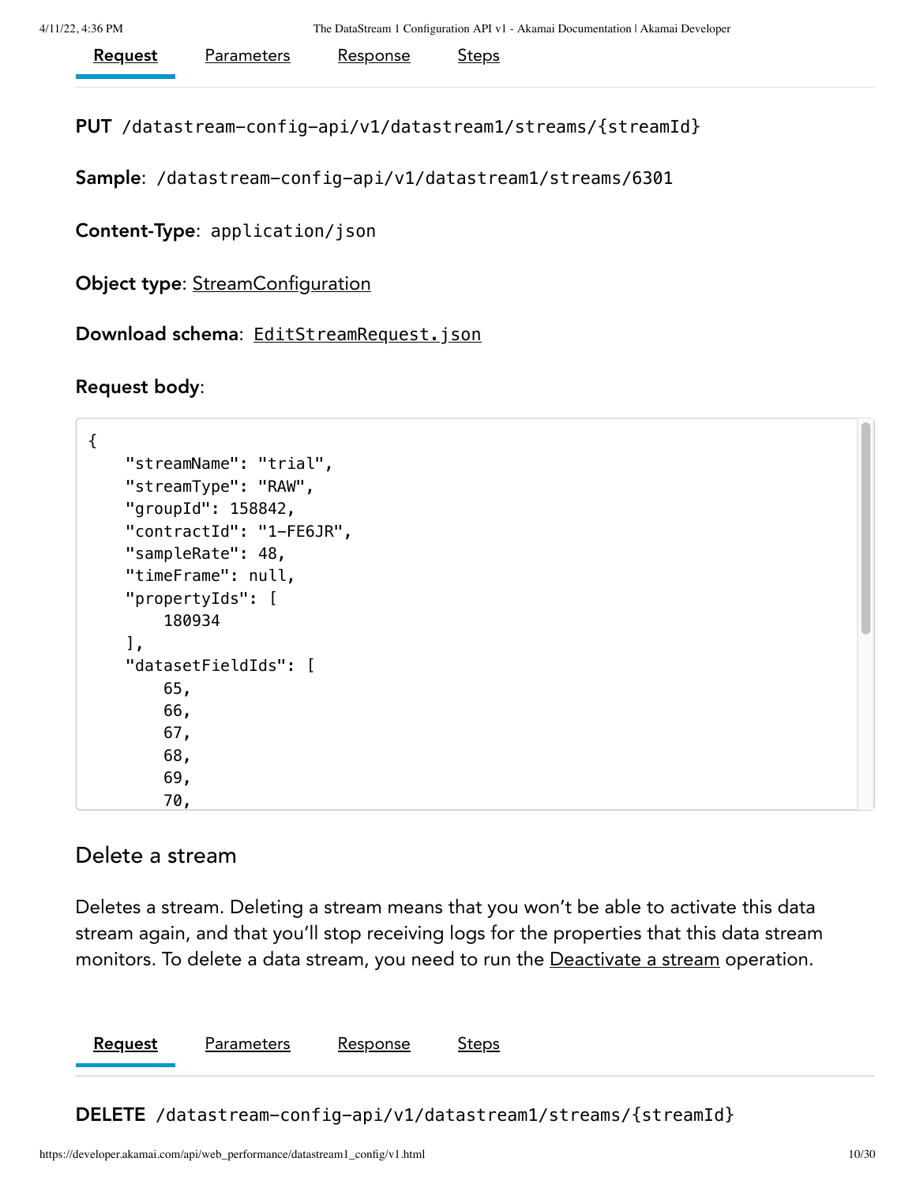Request Parameters Response Steps

**PUT** `/datastream-config-api/v1/datastream1/streams/{streamId}`

**Sample**: `/datastream-config-api/v1/datastream1/streams/6301`

**Content-Type**: `application/json`

**Object type**: StreamConfiguration

**Download schema**: `EditStreamRequest.json`

**Request body**:

```
{
    "streamName": "trial",
    "streamType": "RAW",
    "groupId": 158842,
    "contractId": "1-FE6JR",
    "sampleRate": 48,
    "timeFrame": null,
    "propertyIds": [
        180934
    ],
    "datasetFieldIds": [
        65,
        66,
        67,
        68,
        69,
        70,
```

## Delete a stream

Deletes a stream. Deleting a stream means that you won't be able to activate this data stream again, and that you'll stop receiving logs for the properties that this data stream monitors. To delete a data stream, you need to run the Deactivate a stream operation.

Request Parameters Response Steps

**DELETE** `/datastream-config-api/v1/datastream1/streams/{streamId}`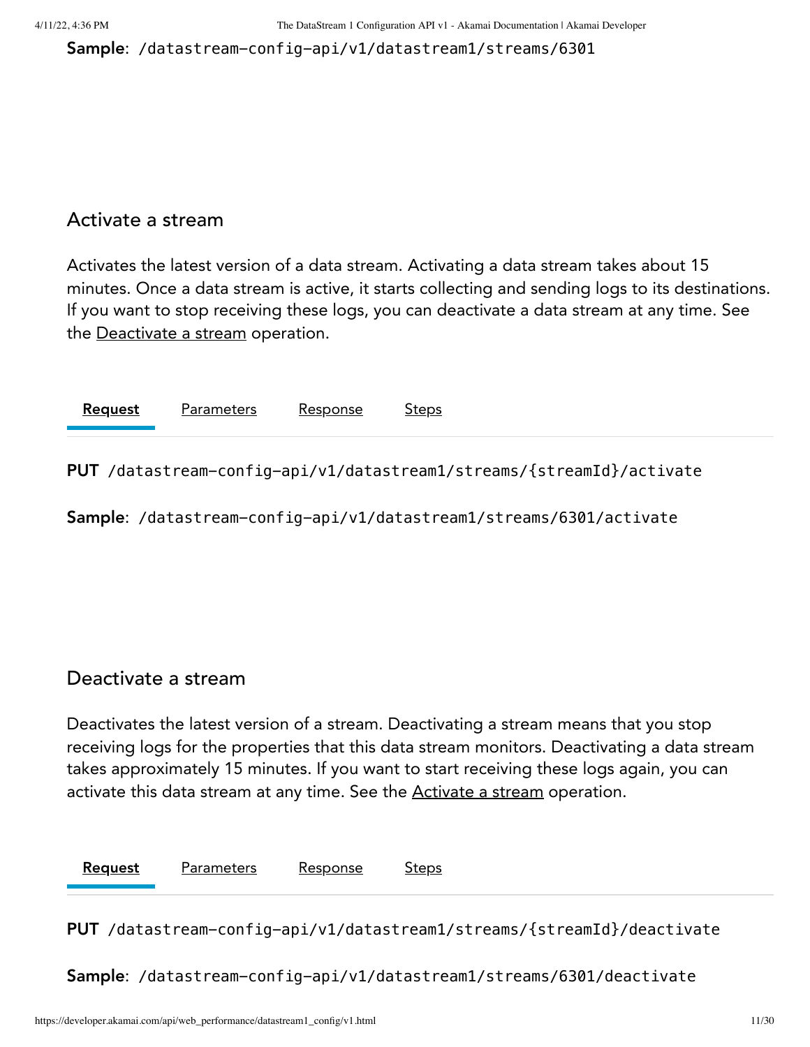**Sample**: `/datastream-config-api/v1/datastream1/streams/6301`

## Activate a stream

Activates the latest version of a data stream. Activating a data stream takes about 15 minutes. Once a data stream is active, it starts collecting and sending logs to its destinations. If you want to stop receiving these logs, you can deactivate a data stream at any time. See the Deactivate a stream operation.

**Request** Parameters Response Steps

**PUT** `/datastream-config-api/v1/datastream1/streams/{streamId}/activate`

**Sample**: `/datastream-config-api/v1/datastream1/streams/6301/activate`

## Deactivate a stream

Deactivates the latest version of a stream. Deactivating a stream means that you stop receiving logs for the properties that this data stream monitors. Deactivating a data stream takes approximately 15 minutes. If you want to start receiving these logs again, you can activate this data stream at any time. See the Activate a stream operation.

**Request** Parameters Response Steps

**PUT** `/datastream-config-api/v1/datastream1/streams/{streamId}/deactivate`

**Sample**: `/datastream-config-api/v1/datastream1/streams/6301/deactivate`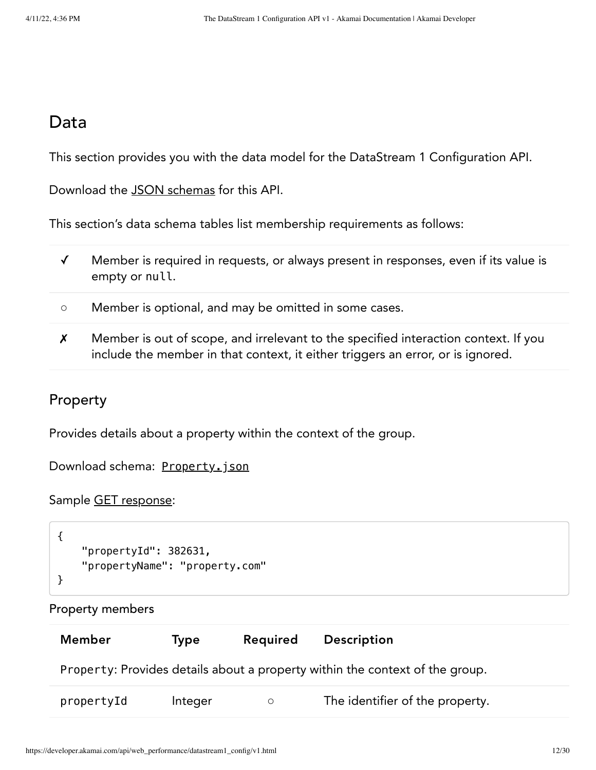## Data

This section provides you with the data model for the DataStream 1 Configuration API.

Download the JSON schemas for this API.

This section's data schema tables list membership requirements as follows:

| | |
|---|---|
| ✓ | Member is required in requests, or always present in responses, even if its value is empty or `null`. |
| ○ | Member is optional, and may be omitted in some cases. |
| ✗ | Member is out of scope, and irrelevant to the specified interaction context. If you include the member in that context, it either triggers an error, or is ignored. |

### Property

Provides details about a property within the context of the group.

Download schema: `Property.json`

Sample GET response:

```
{
    "propertyId": 382631,
    "propertyName": "property.com"
}
```

Property members

| Member | Type | Required | Description |
|---|---|---|---|
| `Property`: Provides details about a property within the context of the group. | | | |
| `propertyId` | Integer | ○ | The identifier of the property. |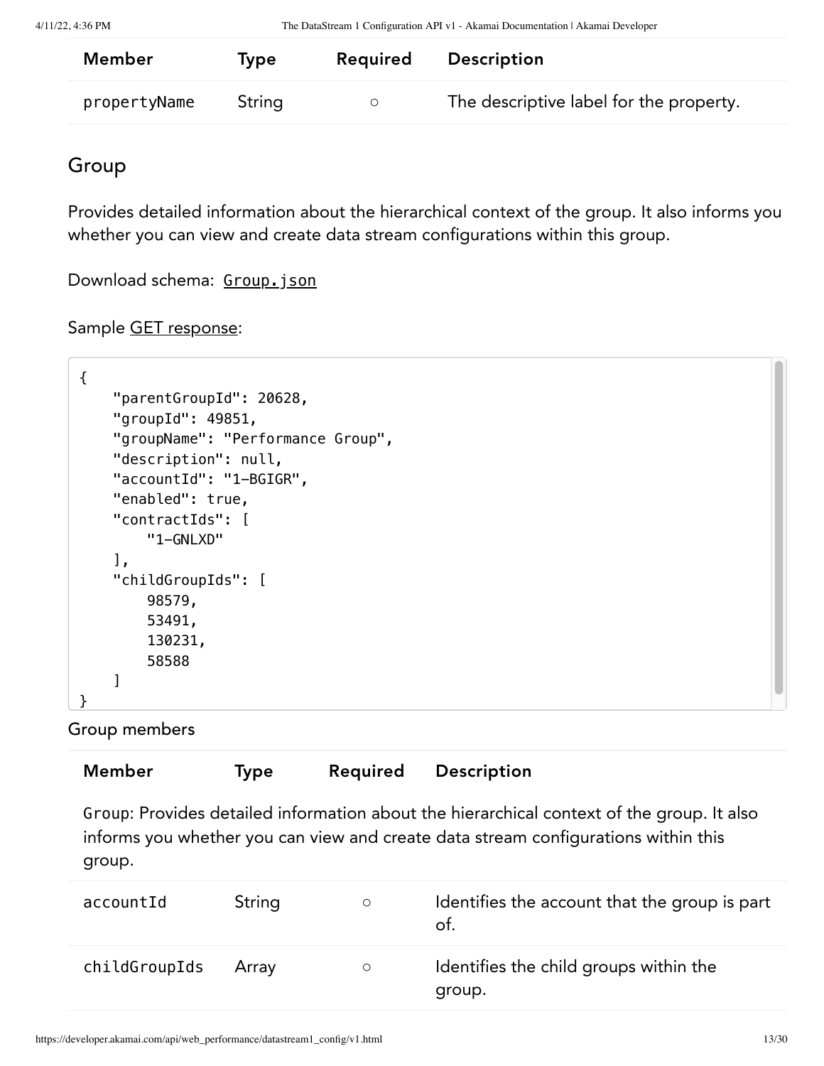| Member | Type | Required | Description |
| --- | --- | --- | --- |
| `propertyName` | String | ○ | The descriptive label for the property. |

## Group

Provides detailed information about the hierarchical context of the group. It also informs you whether you can view and create data stream configurations within this group.

Download schema: Group.json

Sample GET response:

```
{
    "parentGroupId": 20628,
    "groupId": 49851,
    "groupName": "Performance Group",
    "description": null,
    "accountId": "1-BGIGR",
    "enabled": true,
    "contractIds": [
        "1-GNLXD"
    ],
    "childGroupIds": [
        98579,
        53491,
        130231,
        58588
    ]
}
```

Group members

| Member | Type | Required | Description |
| --- | --- | --- | --- |
| `Group`: Provides detailed information about the hierarchical context of the group. It also informs you whether you can view and create data stream configurations within this group. | | | |
| `accountId` | String | ○ | Identifies the account that the group is part of. |
| `childGroupIds` | Array | ○ | Identifies the child groups within the group. |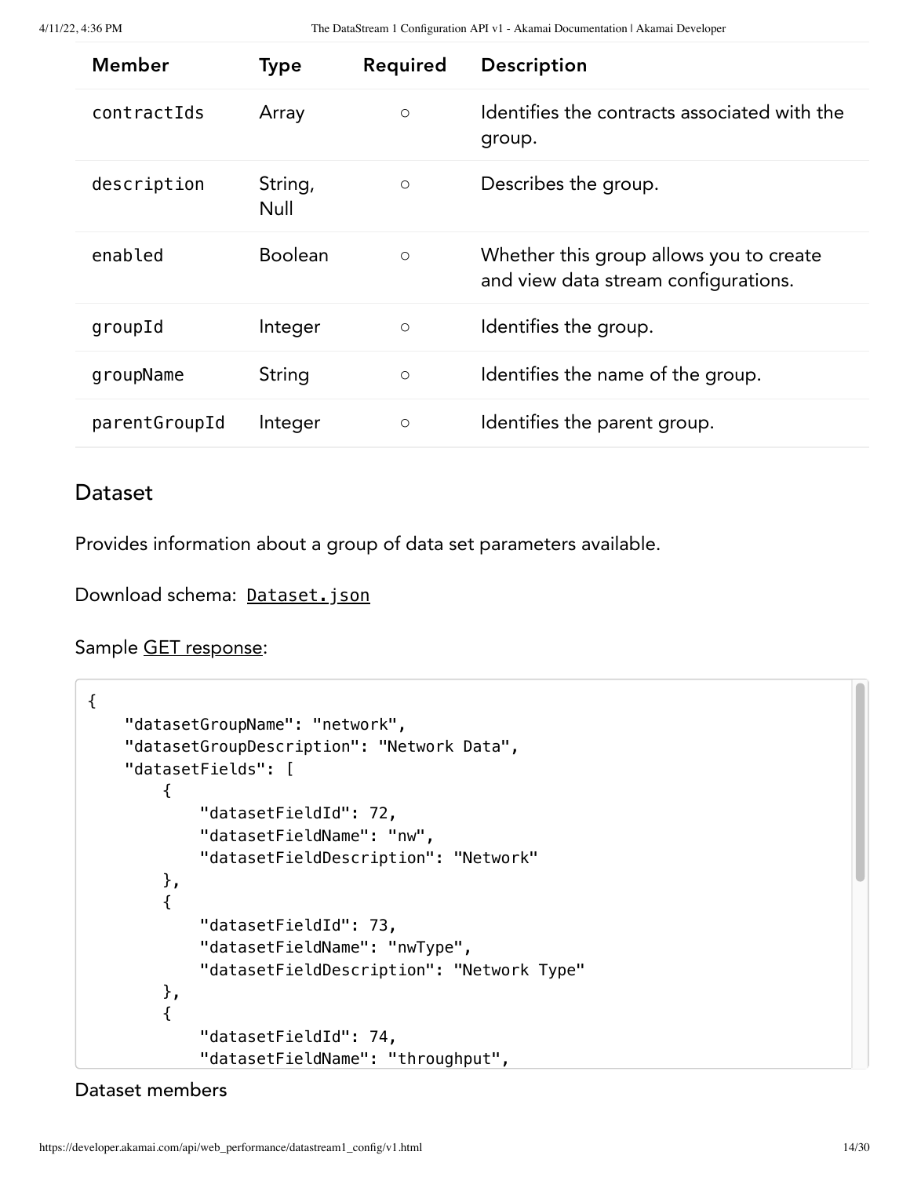| Member | Type | Required | Description |
| --- | --- | --- | --- |
| contractIds | Array | ○ | Identifies the contracts associated with the group. |
| description | String, Null | ○ | Describes the group. |
| enabled | Boolean | ○ | Whether this group allows you to create and view data stream configurations. |
| groupId | Integer | ○ | Identifies the group. |
| groupName | String | ○ | Identifies the name of the group. |
| parentGroupId | Integer | ○ | Identifies the parent group. |

## Dataset

Provides information about a group of data set parameters available.

Download schema: Dataset.json

Sample GET response:

```
{
    "datasetGroupName": "network",
    "datasetGroupDescription": "Network Data",
    "datasetFields": [
        {
            "datasetFieldId": 72,
            "datasetFieldName": "nw",
            "datasetFieldDescription": "Network"
        },
        {
            "datasetFieldId": 73,
            "datasetFieldName": "nwType",
            "datasetFieldDescription": "Network Type"
        },
        {
            "datasetFieldId": 74,
            "datasetFieldName": "throughput",
```

Dataset members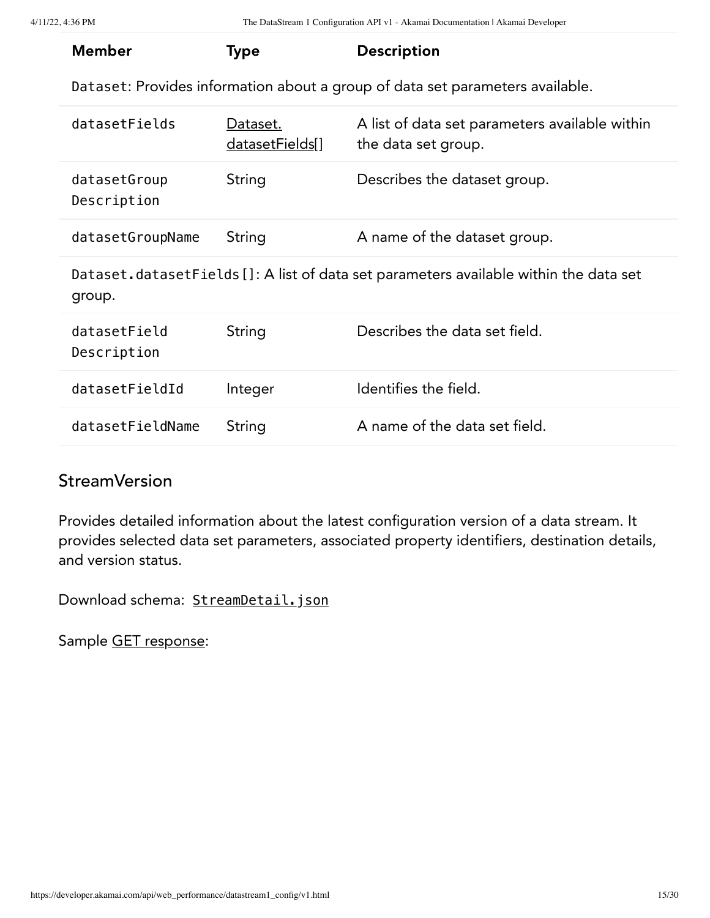| Member | Type | Description |
| --- | --- | --- |
| `Dataset`: Provides information about a group of data set parameters available. | | |
| `datasetFields` | Dataset.datasetFields[] | A list of data set parameters available within the data set group. |
| `datasetGroupDescription` | String | Describes the dataset group. |
| `datasetGroupName` | String | A name of the dataset group. |
| `Dataset.datasetFields[]`: A list of data set parameters available within the data set group. | | |
| `datasetFieldDescription` | String | Describes the data set field. |
| `datasetFieldId` | Integer | Identifies the field. |
| `datasetFieldName` | String | A name of the data set field. |

## StreamVersion

Provides detailed information about the latest configuration version of a data stream. It provides selected data set parameters, associated property identifiers, destination details, and version status.

Download schema: `StreamDetail.json`

Sample GET response: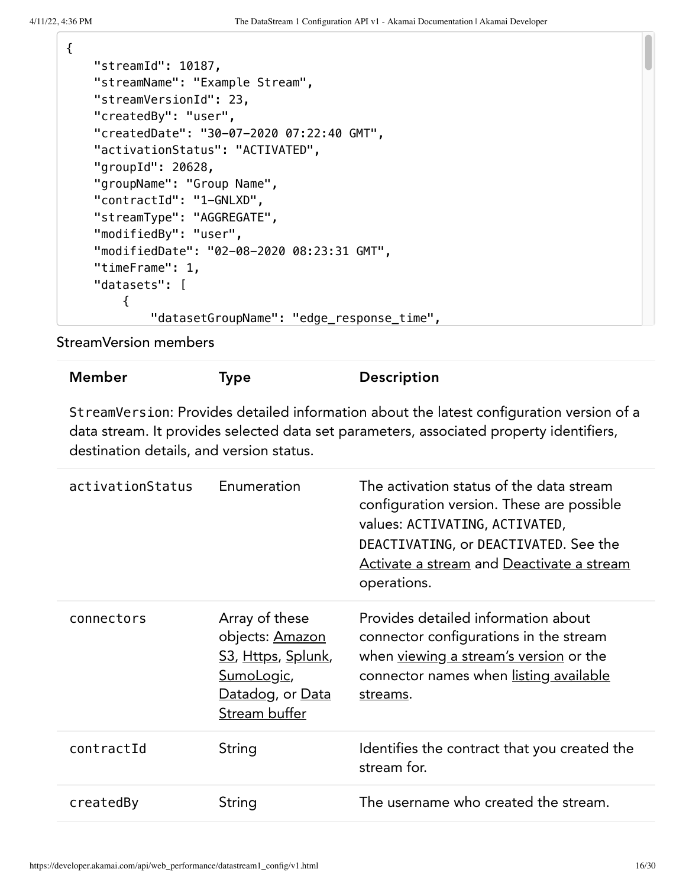```
{
    "streamId": 10187,
    "streamName": "Example Stream",
    "streamVersionId": 23,
    "createdBy": "user",
    "createdDate": "30-07-2020 07:22:40 GMT",
    "activationStatus": "ACTIVATED",
    "groupId": 20628,
    "groupName": "Group Name",
    "contractId": "1-GNLXD",
    "streamType": "AGGREGATE",
    "modifiedBy": "user",
    "modifiedDate": "02-08-2020 08:23:31 GMT",
    "timeFrame": 1,
    "datasets": [
        {
            "datasetGroupName": "edge_response_time",
```

StreamVersion members

| Member | Type | Description |
| --- | --- | --- |
| StreamVersion: Provides detailed information about the latest configuration version of a data stream. It provides selected data set parameters, associated property identifiers, destination details, and version status. | | |
| activationStatus | Enumeration | The activation status of the data stream configuration version. These are possible values: ACTIVATING, ACTIVATED, DEACTIVATING, or DEACTIVATED. See the Activate a stream and Deactivate a stream operations. |
| connectors | Array of these objects: Amazon S3, Https, Splunk, SumoLogic, Datadog, or Data Stream buffer | Provides detailed information about connector configurations in the stream when viewing a stream's version or the connector names when listing available streams. |
| contractId | String | Identifies the contract that you created the stream for. |
| createdBy | String | The username who created the stream. |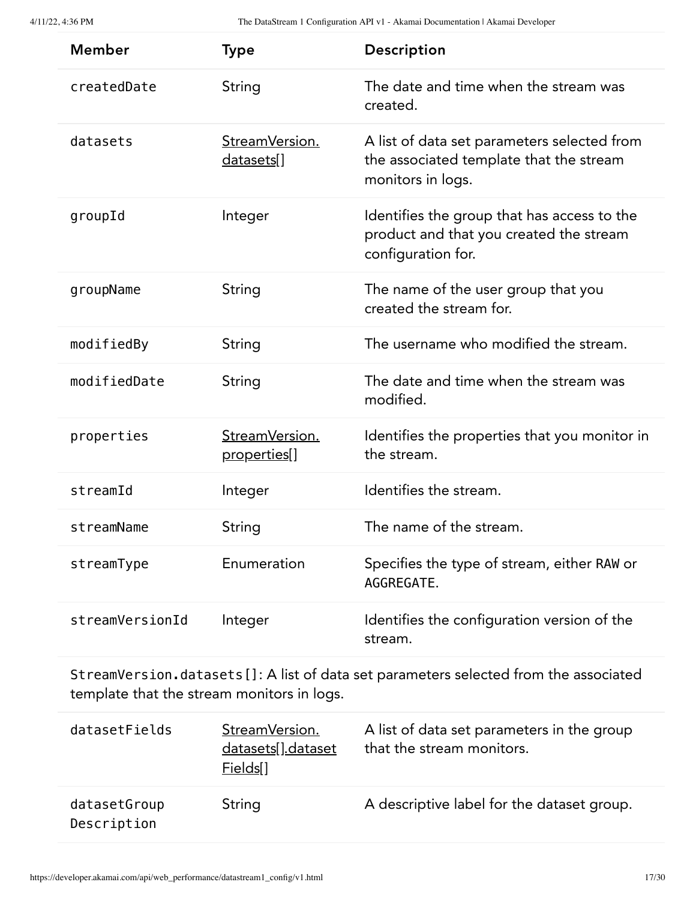| Member | Type | Description |
|---|---|---|
| `createdDate` | String | The date and time when the stream was created. |
| `datasets` | StreamVersion.datasets[] | A list of data set parameters selected from the associated template that the stream monitors in logs. |
| `groupId` | Integer | Identifies the group that has access to the product and that you created the stream configuration for. |
| `groupName` | String | The name of the user group that you created the stream for. |
| `modifiedBy` | String | The username who modified the stream. |
| `modifiedDate` | String | The date and time when the stream was modified. |
| `properties` | StreamVersion.properties[] | Identifies the properties that you monitor in the stream. |
| `streamId` | Integer | Identifies the stream. |
| `streamName` | String | The name of the stream. |
| `streamType` | Enumeration | Specifies the type of stream, either `RAW` or `AGGREGATE`. |
| `streamVersionId` | Integer | Identifies the configuration version of the stream. |

`StreamVersion.datasets[]`: A list of data set parameters selected from the associated template that the stream monitors in logs.

| Member | Type | Description |
|---|---|---|
| `datasetFields` | StreamVersion.datasets[].datasetFields[] | A list of data set parameters in the group that the stream monitors. |
| `datasetGroupDescription` | String | A descriptive label for the dataset group. |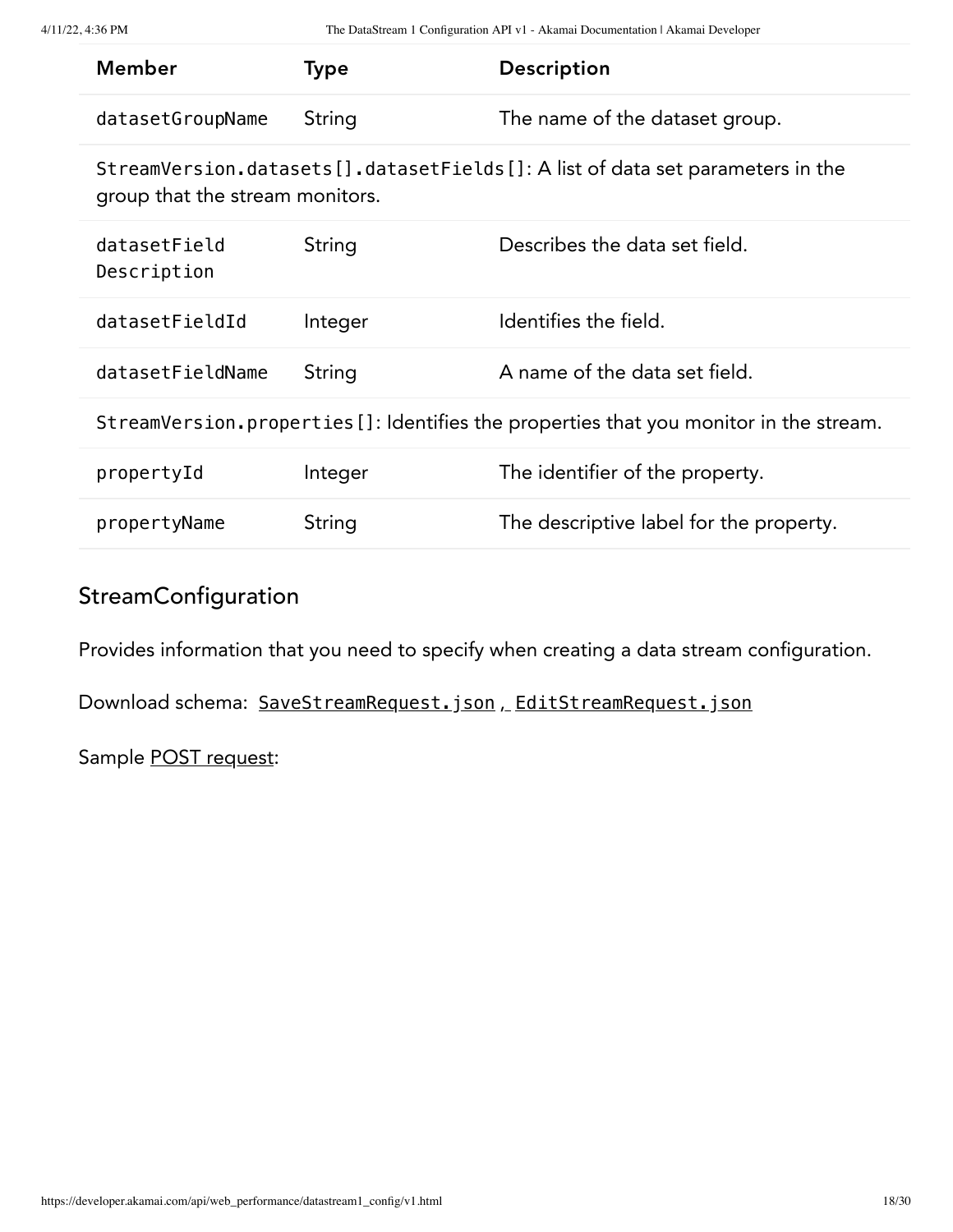| Member | Type | Description |
| --- | --- | --- |
| datasetGroupName | String | The name of the dataset group. |
| `StreamVersion.datasets[].datasetFields[]`: A list of data set parameters in the group that the stream monitors. | | |
| datasetFieldDescription | String | Describes the data set field. |
| datasetFieldId | Integer | Identifies the field. |
| datasetFieldName | String | A name of the data set field. |
| `StreamVersion.properties[]`: Identifies the properties that you monitor in the stream. | | |
| propertyId | Integer | The identifier of the property. |
| propertyName | String | The descriptive label for the property. |

## StreamConfiguration

Provides information that you need to specify when creating a data stream configuration.

Download schema: `SaveStreamRequest.json`, `EditStreamRequest.json`

Sample POST request: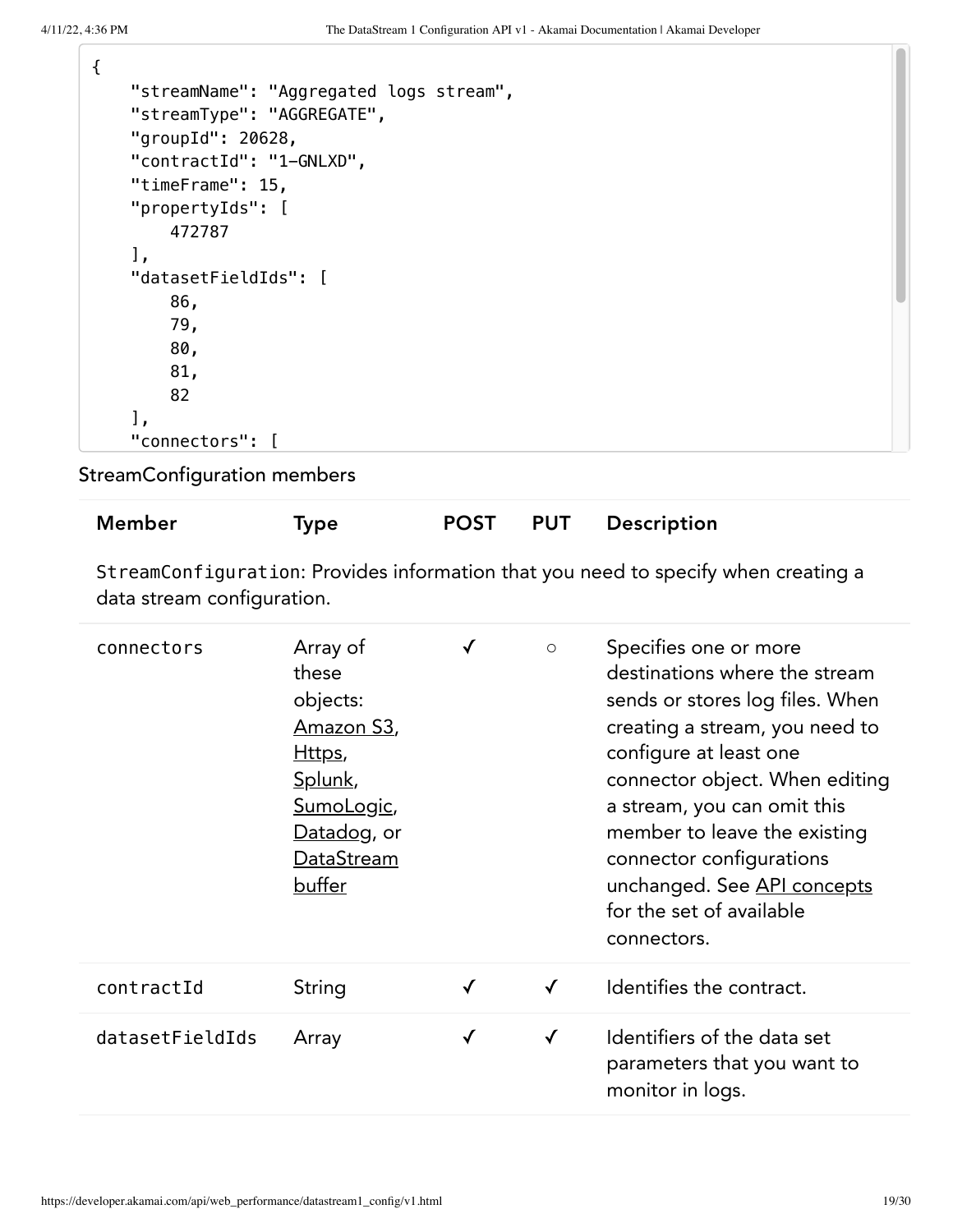```
{
    "streamName": "Aggregated logs stream",
    "streamType": "AGGREGATE",
    "groupId": 20628,
    "contractId": "1-GNLXD",
    "timeFrame": 15,
    "propertyIds": [
        472787
    ],
    "datasetFieldIds": [
        86,
        79,
        80,
        81,
        82
    ],
    "connectors": [
```

StreamConfiguration members

| Member | Type | POST | PUT | Description |
|---|---|---|---|---|
| `StreamConfiguration`: Provides information that you need to specify when creating a data stream configuration. | | | | |
| `connectors` | Array of these objects: Amazon S3, Https, Splunk, SumoLogic, Datadog, or DataStream buffer | ✓ | ○ | Specifies one or more destinations where the stream sends or stores log files. When creating a stream, you need to configure at least one connector object. When editing a stream, you can omit this member to leave the existing connector configurations unchanged. See API concepts for the set of available connectors. |
| `contractId` | String | ✓ | ✓ | Identifies the contract. |
| `datasetFieldIds` | Array | ✓ | ✓ | Identifiers of the data set parameters that you want to monitor in logs. |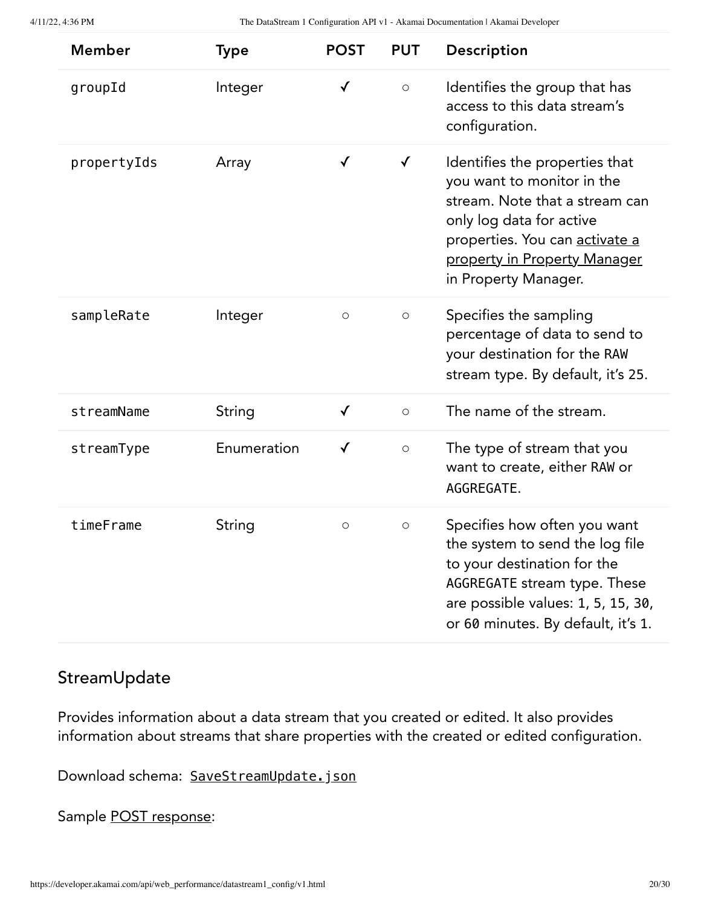| Member | Type | POST | PUT | Description |
| --- | --- | --- | --- | --- |
| `groupId` | Integer | ✓ | ○ | Identifies the group that has access to this data stream's configuration. |
| `propertyIds` | Array | ✓ | ✓ | Identifies the properties that you want to monitor in the stream. Note that a stream can only log data for active properties. You can activate a property in Property Manager in Property Manager. |
| `sampleRate` | Integer | ○ | ○ | Specifies the sampling percentage of data to send to your destination for the `RAW` stream type. By default, it's `25`. |
| `streamName` | String | ✓ | ○ | The name of the stream. |
| `streamType` | Enumeration | ✓ | ○ | The type of stream that you want to create, either `RAW` or `AGGREGATE`. |
| `timeFrame` | String | ○ | ○ | Specifies how often you want the system to send the log file to your destination for the `AGGREGATE` stream type. These are possible values: `1`, `5`, `15`, `30`, or `60` minutes. By default, it's `1`. |

## StreamUpdate

Provides information about a data stream that you created or edited. It also provides information about streams that share properties with the created or edited configuration.

Download schema: `SaveStreamUpdate.json`

Sample POST response: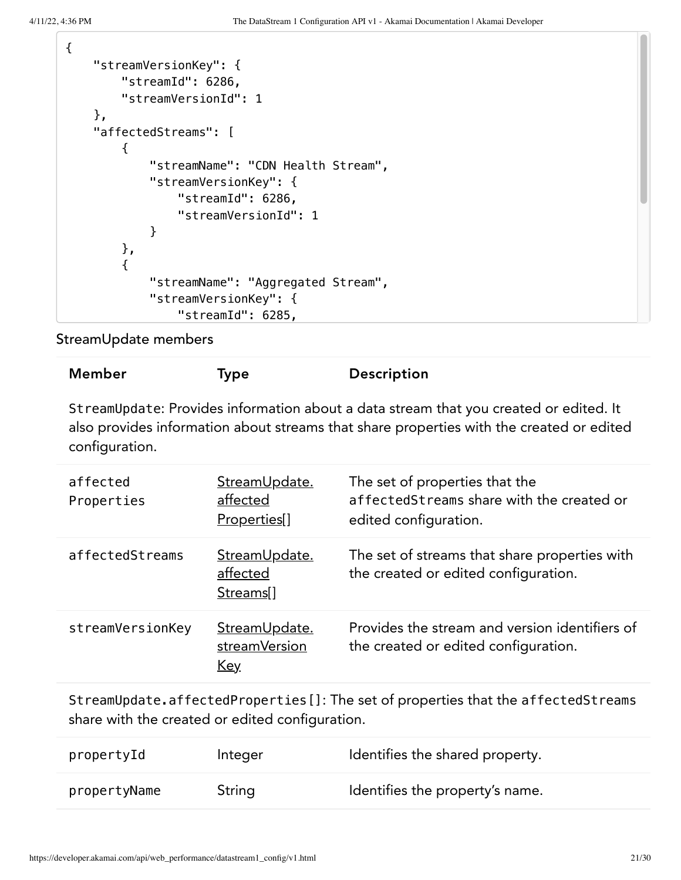```
{
    "streamVersionKey": {
        "streamId": 6286,
        "streamVersionId": 1
    },
    "affectedStreams": [
        {
            "streamName": "CDN Health Stream",
            "streamVersionKey": {
                "streamId": 6286,
                "streamVersionId": 1
            }
        },
        {
            "streamName": "Aggregated Stream",
            "streamVersionKey": {
                "streamId": 6285,
```

StreamUpdate members

| Member | Type | Description |
| --- | --- | --- |
| `StreamUpdate`: Provides information about a data stream that you created or edited. It also provides information about streams that share properties with the created or edited configuration. | | |
| `affectedProperties` | StreamUpdate.affectedProperties[] | The set of properties that the `affectedStreams` share with the created or edited configuration. |
| `affectedStreams` | StreamUpdate.affectedStreams[] | The set of streams that share properties with the created or edited configuration. |
| `streamVersionKey` | StreamUpdate.streamVersionKey | Provides the stream and version identifiers of the created or edited configuration. |
| `StreamUpdate.affectedProperties[]`: The set of properties that the `affectedStreams` share with the created or edited configuration. | | |
| `propertyId` | Integer | Identifies the shared property. |
| `propertyName` | String | Identifies the property's name. |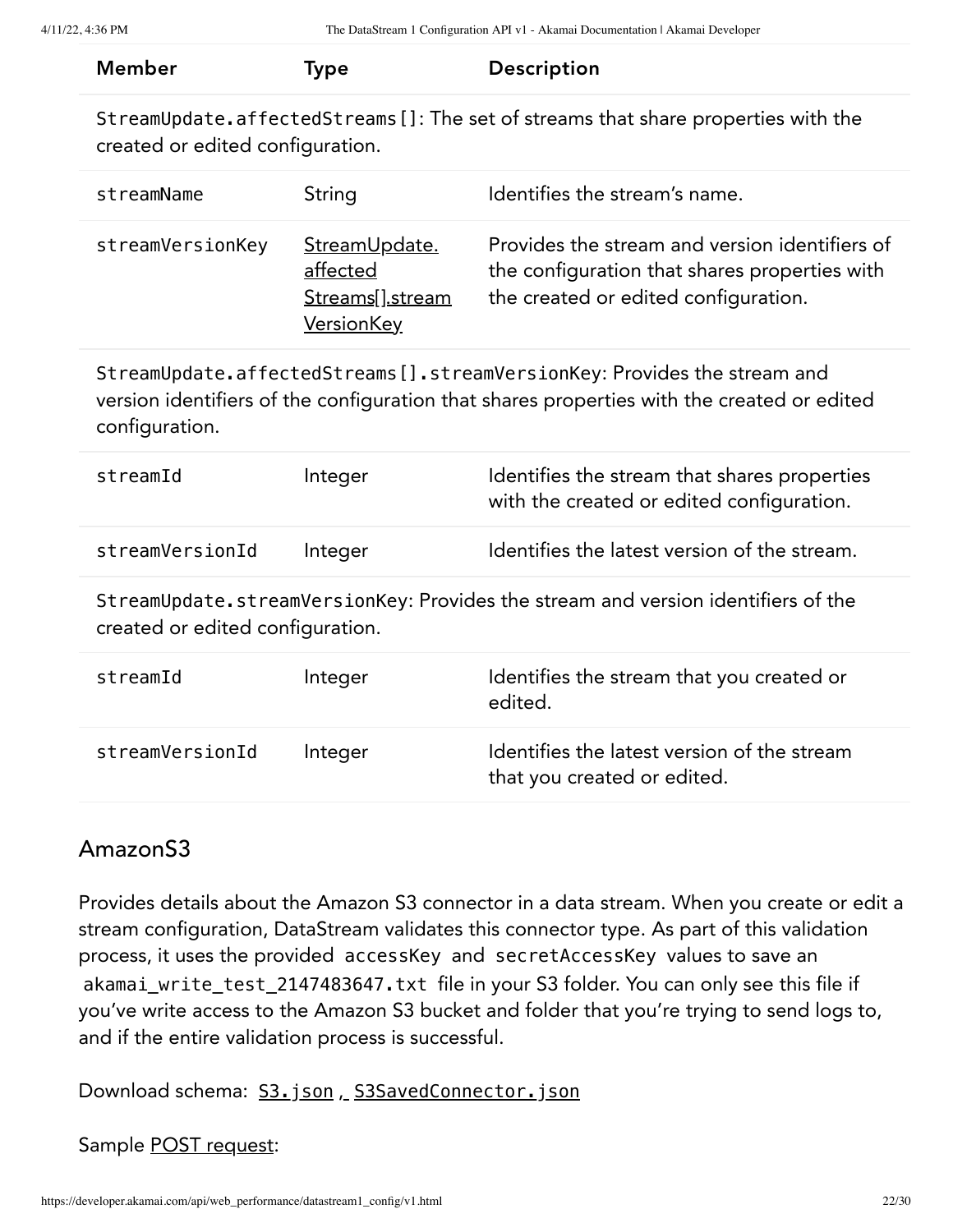| Member | Type | Description |
| --- | --- | --- |
| `StreamUpdate.affectedStreams[]`: The set of streams that share properties with the created or edited configuration. | | |
| `streamName` | String | Identifies the stream's name. |
| `streamVersionKey` | StreamUpdate.affectedStreams[].streamVersionKey | Provides the stream and version identifiers of the configuration that shares properties with the created or edited configuration. |
| `StreamUpdate.affectedStreams[].streamVersionKey`: Provides the stream and version identifiers of the configuration that shares properties with the created or edited configuration. | | |
| `streamId` | Integer | Identifies the stream that shares properties with the created or edited configuration. |
| `streamVersionId` | Integer | Identifies the latest version of the stream. |
| `StreamUpdate.streamVersionKey`: Provides the stream and version identifiers of the created or edited configuration. | | |
| `streamId` | Integer | Identifies the stream that you created or edited. |
| `streamVersionId` | Integer | Identifies the latest version of the stream that you created or edited. |

## AmazonS3

Provides details about the Amazon S3 connector in a data stream. When you create or edit a stream configuration, DataStream validates this connector type. As part of this validation process, it uses the provided `accessKey` and `secretAccessKey` values to save an `akamai_write_test_2147483647.txt` file in your S3 folder. You can only see this file if you've write access to the Amazon S3 bucket and folder that you're trying to send logs to, and if the entire validation process is successful.

Download schema: `S3.json`, `S3SavedConnector.json`

Sample POST request: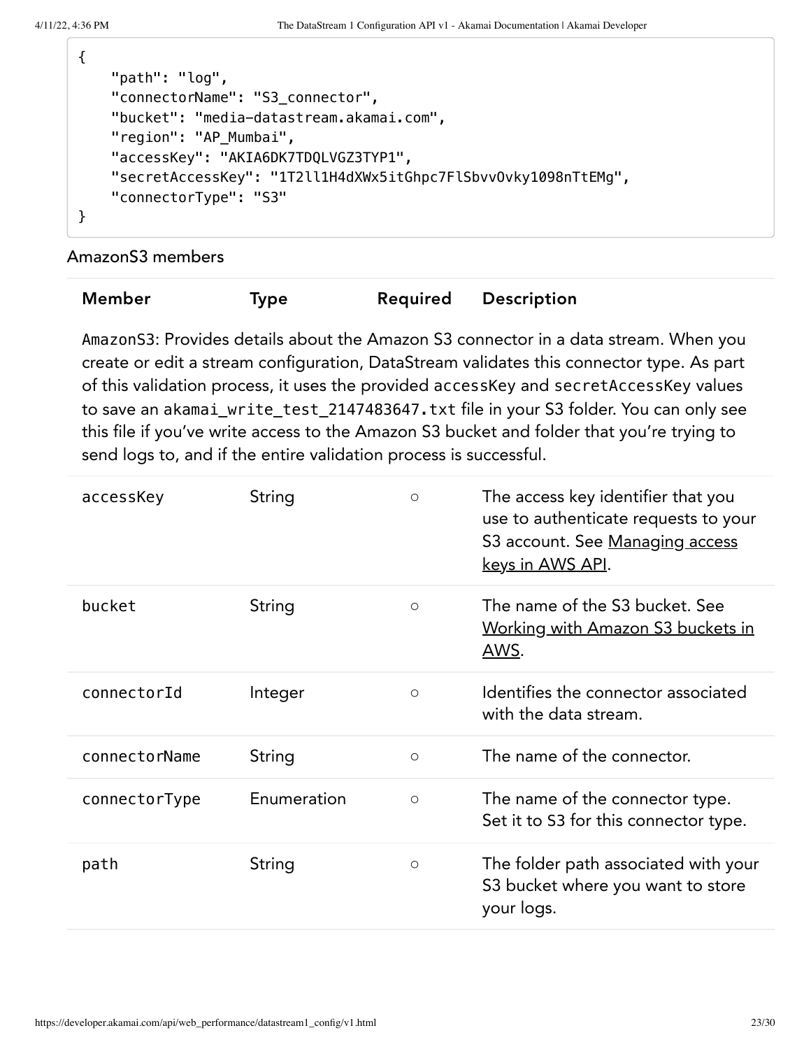```
{
    "path": "log",
    "connectorName": "S3_connector",
    "bucket": "media-datastream.akamai.com",
    "region": "AP_Mumbai",
    "accessKey": "AKIA6DK7TDQLVGZ3TYP1",
    "secretAccessKey": "1T2ll1H4dXWx5itGhpc7FlSbvvOvky1098nTtEMg",
    "connectorType": "S3"
}
```

AmazonS3 members

| Member | Type | Required | Description |
|---|---|---|---|
| `AmazonS3`: Provides details about the Amazon S3 connector in a data stream. When you create or edit a stream configuration, DataStream validates this connector type. As part of this validation process, it uses the provided `accessKey` and `secretAccessKey` values to save an `akamai_write_test_2147483647.txt` file in your S3 folder. You can only see this file if you've write access to the Amazon S3 bucket and folder that you're trying to send logs to, and if the entire validation process is successful. | | | |
| `accessKey` | String | ○ | The access key identifier that you use to authenticate requests to your S3 account. See Managing access keys in AWS API. |
| `bucket` | String | ○ | The name of the S3 bucket. See Working with Amazon S3 buckets in AWS. |
| `connectorId` | Integer | ○ | Identifies the connector associated with the data stream. |
| `connectorName` | String | ○ | The name of the connector. |
| `connectorType` | Enumeration | ○ | The name of the connector type. Set it to S3 for this connector type. |
| `path` | String | ○ | The folder path associated with your S3 bucket where you want to store your logs. |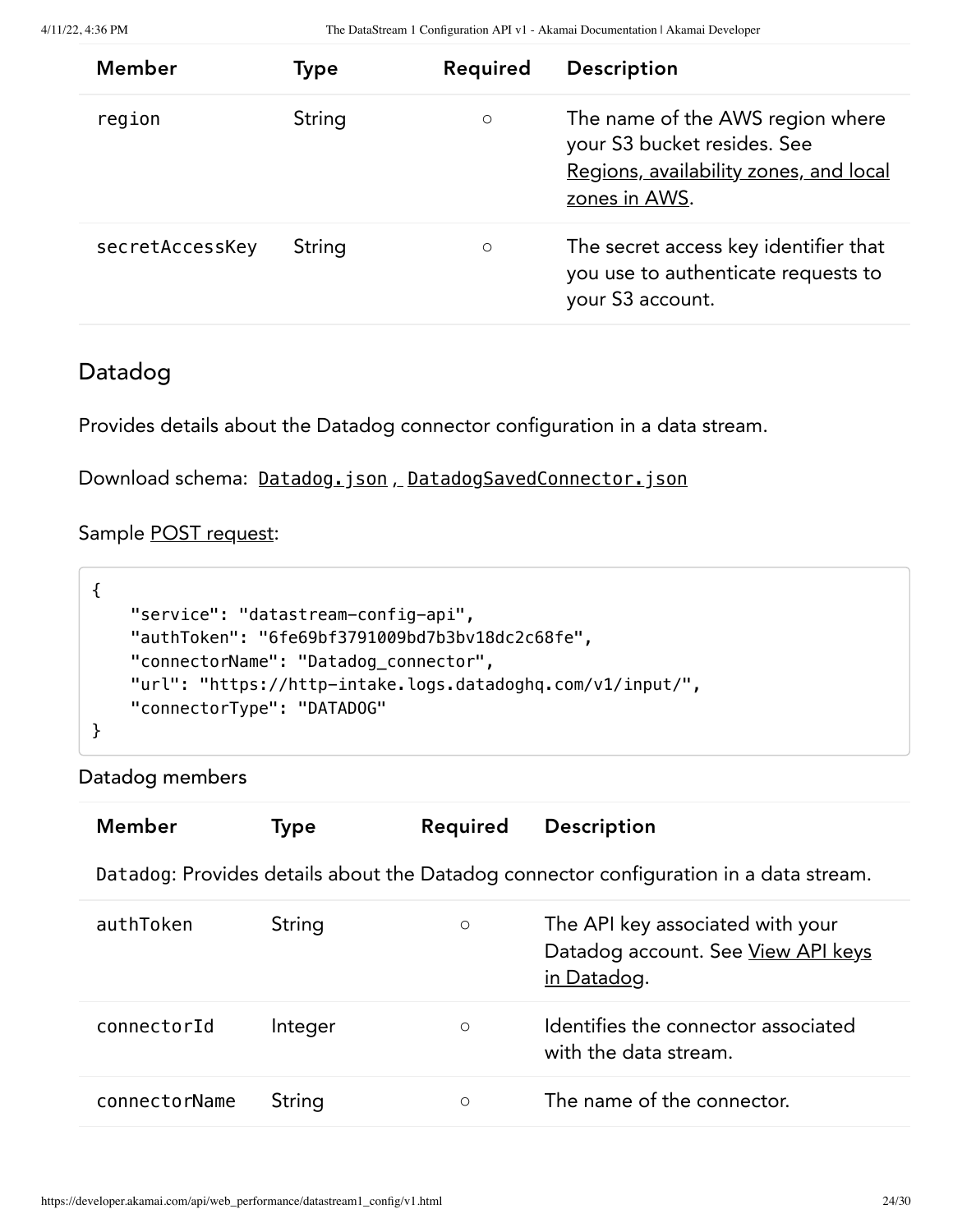| Member | Type | Required | Description |
| --- | --- | --- | --- |
| `region` | String | ○ | The name of the AWS region where your S3 bucket resides. See Regions, availability zones, and local zones in AWS. |
| `secretAccessKey` | String | ○ | The secret access key identifier that you use to authenticate requests to your S3 account. |

## Datadog

Provides details about the Datadog connector configuration in a data stream.

Download schema: `Datadog.json`, `DatadogSavedConnector.json`

Sample POST request:

```
{
    "service": "datastream-config-api",
    "authToken": "6fe69bf3791009bd7b3bv18dc2c68fe",
    "connectorName": "Datadog_connector",
    "url": "https://http-intake.logs.datadoghq.com/v1/input/",
    "connectorType": "DATADOG"
}
```

Datadog members

| Member | Type | Required | Description |
| --- | --- | --- | --- |
| `Datadog`: Provides details about the Datadog connector configuration in a data stream. | | | |
| `authToken` | String | ○ | The API key associated with your Datadog account. See View API keys in Datadog. |
| `connectorId` | Integer | ○ | Identifies the connector associated with the data stream. |
| `connectorName` | String | ○ | The name of the connector. |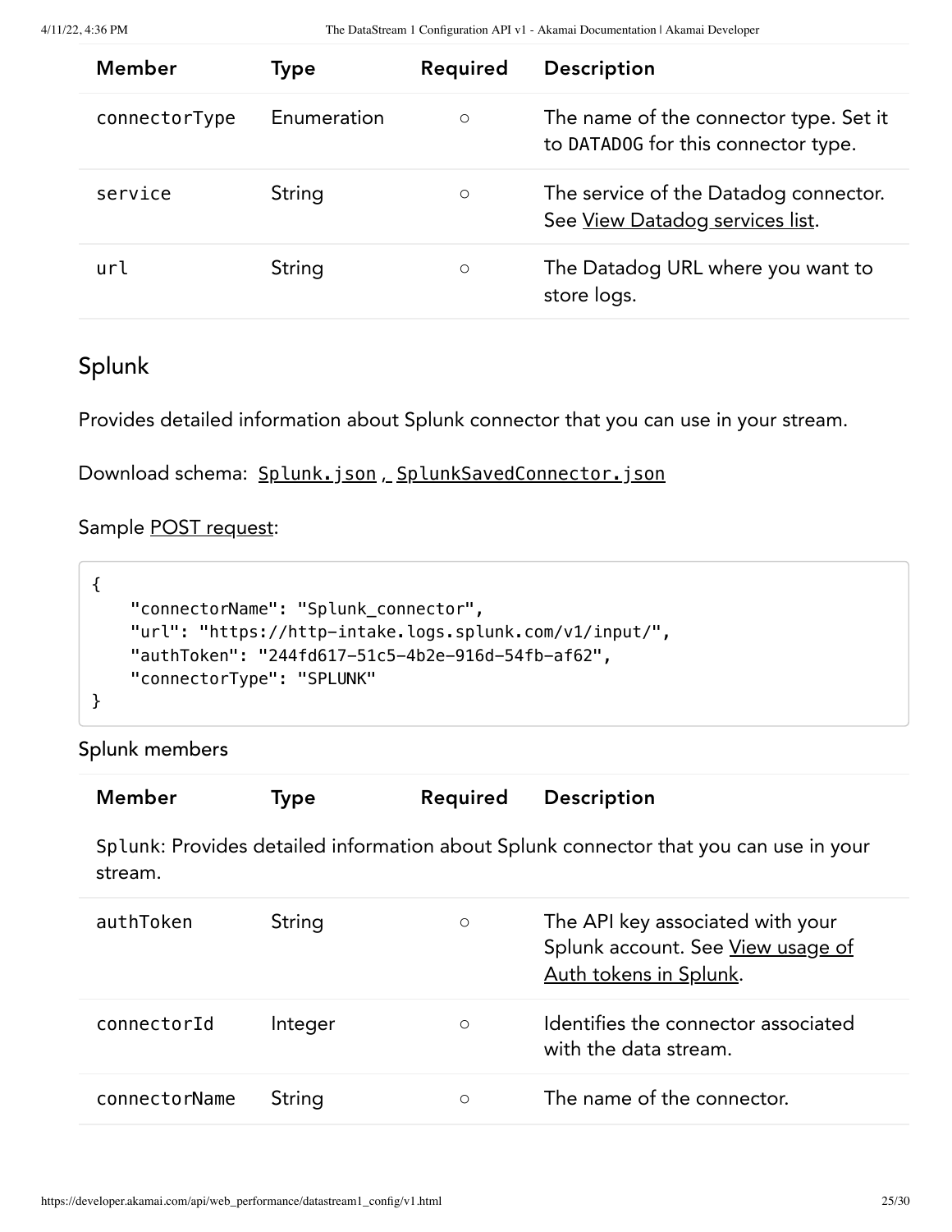| Member | Type | Required | Description |
|---|---|---|---|
| connectorType | Enumeration | ○ | The name of the connector type. Set it to DATADOG for this connector type. |
| service | String | ○ | The service of the Datadog connector. See View Datadog services list. |
| url | String | ○ | The Datadog URL where you want to store logs. |

## Splunk

Provides detailed information about Splunk connector that you can use in your stream.

Download schema: `Splunk.json`, `SplunkSavedConnector.json`

Sample POST request:

```
{
    "connectorName": "Splunk_connector",
    "url": "https://http-intake.logs.splunk.com/v1/input/",
    "authToken": "244fd617-51c5-4b2e-916d-54fb-af62",
    "connectorType": "SPLUNK"
}
```

Splunk members

| Member | Type | Required | Description |
|---|---|---|---|
| `Splunk`: Provides detailed information about Splunk connector that you can use in your stream. | | | |
| authToken | String | ○ | The API key associated with your Splunk account. See View usage of Auth tokens in Splunk. |
| connectorId | Integer | ○ | Identifies the connector associated with the data stream. |
| connectorName | String | ○ | The name of the connector. |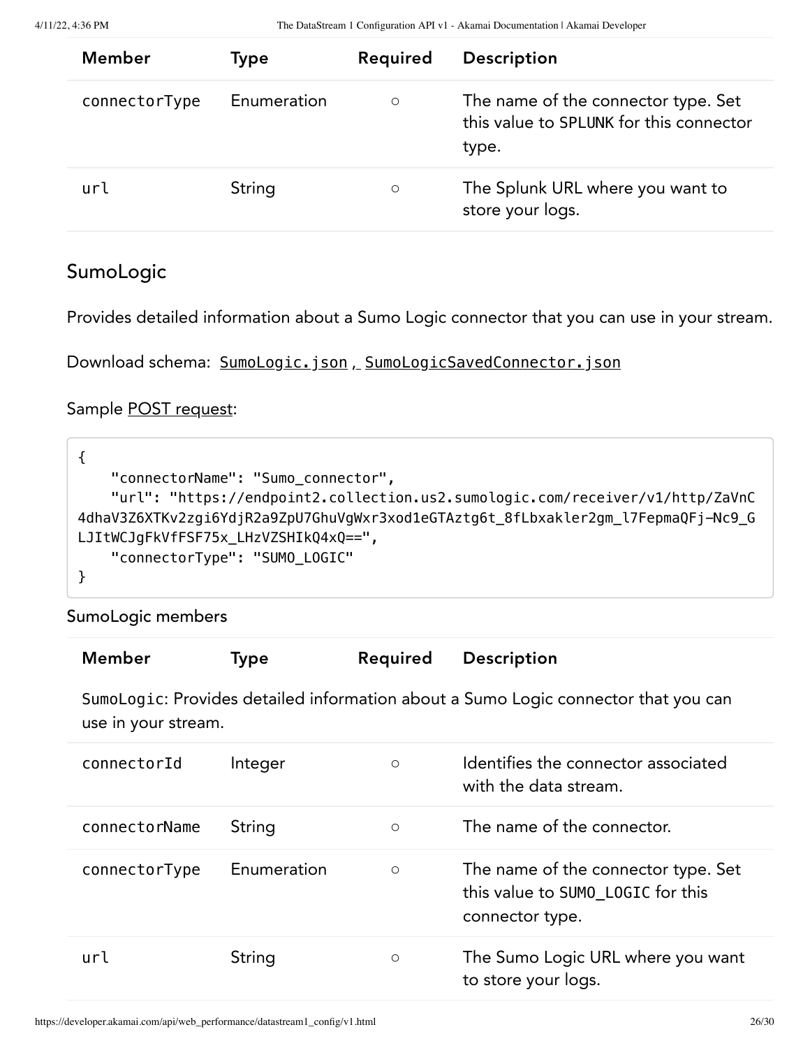| Member | Type | Required | Description |
|---|---|---|---|
| `connectorType` | Enumeration | ○ | The name of the connector type. Set this value to `SPLUNK` for this connector type. |
| `url` | String | ○ | The Splunk URL where you want to store your logs. |

## SumoLogic

Provides detailed information about a Sumo Logic connector that you can use in your stream.

Download schema: `SumoLogic.json` , `SumoLogicSavedConnector.json`

Sample POST request:

```
{
    "connectorName": "Sumo_connector",
    "url": "https://endpoint2.collection.us2.sumologic.com/receiver/v1/http/ZaVnC4dhaV3Z6XTKv2zgi6YdjR2a9ZpU7GhuVgWxr3xod1eGTAztg6t_8fLbxakler2gm_l7FepmaQFj—Nc9_GLJItWCJgFkVfFSF75x_LHzVZSHIkQ4xQ==",
    "connectorType": "SUMO_LOGIC"
}
```

SumoLogic members

| Member | Type | Required | Description |
|---|---|---|---|
| `SumoLogic`: Provides detailed information about a Sumo Logic connector that you can use in your stream. | | | |
| `connectorId` | Integer | ○ | Identifies the connector associated with the data stream. |
| `connectorName` | String | ○ | The name of the connector. |
| `connectorType` | Enumeration | ○ | The name of the connector type. Set this value to `SUMO_LOGIC` for this connector type. |
| `url` | String | ○ | The Sumo Logic URL where you want to store your logs. |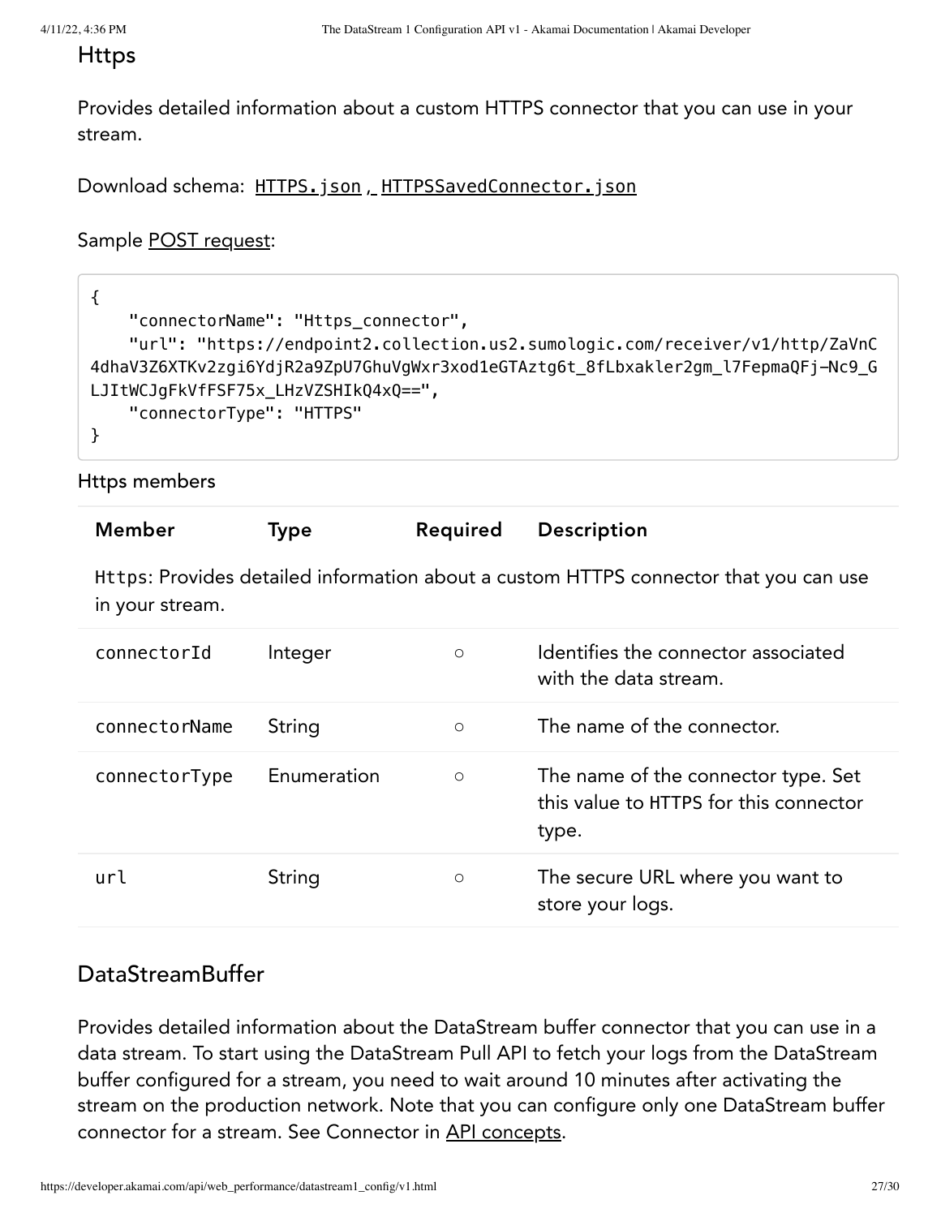## Https

Provides detailed information about a custom HTTPS connector that you can use in your stream.

Download schema: HTTPS.json , HTTPSSavedConnector.json

Sample POST request:

```
{
    "connectorName": "Https_connector",
    "url": "https://endpoint2.collection.us2.sumologic.com/receiver/v1/http/ZaVnC4dhaV3Z6XTKv2zgi6YdjR2a9ZpU7GhuVgWxr3xod1eGTAztg6t_8fLbxakler2gm_l7FepmaQFj-Nc9_GLJItWCJgFkVfFSF75x_LHzVZSHIkQ4xQ==",
    "connectorType": "HTTPS"
}
```

Https members

| Member | Type | Required | Description |
|---|---|---|---|
| Https: Provides detailed information about a custom HTTPS connector that you can use in your stream. | | | |
| connectorId | Integer | ○ | Identifies the connector associated with the data stream. |
| connectorName | String | ○ | The name of the connector. |
| connectorType | Enumeration | ○ | The name of the connector type. Set this value to HTTPS for this connector type. |
| url | String | ○ | The secure URL where you want to store your logs. |

## DataStreamBuffer

Provides detailed information about the DataStream buffer connector that you can use in a data stream. To start using the DataStream Pull API to fetch your logs from the DataStream buffer configured for a stream, you need to wait around 10 minutes after activating the stream on the production network. Note that you can configure only one DataStream buffer connector for a stream. See Connector in API concepts.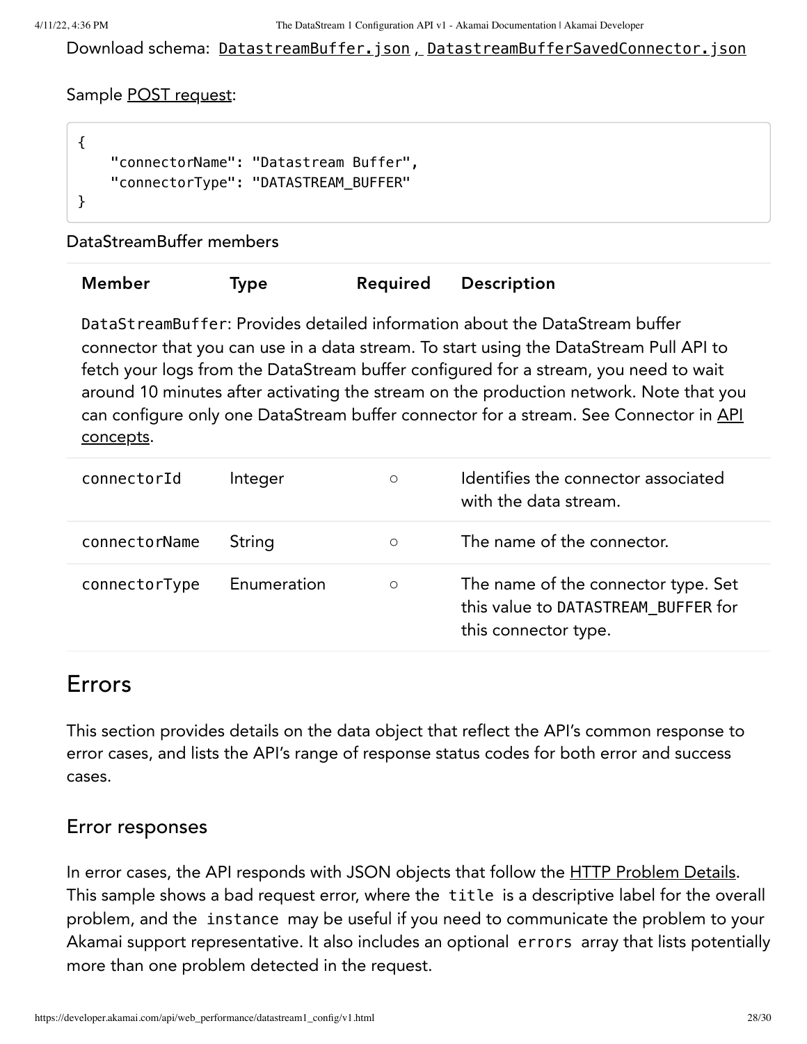Download schema: `DatastreamBuffer.json`, `DatastreamBufferSavedConnector.json`

Sample POST request:

```
{
    "connectorName": "Datastream Buffer",
    "connectorType": "DATASTREAM_BUFFER"
}
```

DataStreamBuffer members

| Member | Type | Required | Description |
| --- | --- | --- | --- |
| `DataStreamBuffer`: Provides detailed information about the DataStream buffer connector that you can use in a data stream. To start using the DataStream Pull API to fetch your logs from the DataStream buffer configured for a stream, you need to wait around 10 minutes after activating the stream on the production network. Note that you can configure only one DataStream buffer connector for a stream. See Connector in API concepts. | | | |
| `connectorId` | Integer | ○ | Identifies the connector associated with the data stream. |
| `connectorName` | String | ○ | The name of the connector. |
| `connectorType` | Enumeration | ○ | The name of the connector type. Set this value to `DATASTREAM_BUFFER` for this connector type. |

# Errors

This section provides details on the data object that reflect the API's common response to error cases, and lists the API's range of response status codes for both error and success cases.

## Error responses

In error cases, the API responds with JSON objects that follow the HTTP Problem Details. This sample shows a bad request error, where the `title` is a descriptive label for the overall problem, and the `instance` may be useful if you need to communicate the problem to your Akamai support representative. It also includes an optional `errors` array that lists potentially more than one problem detected in the request.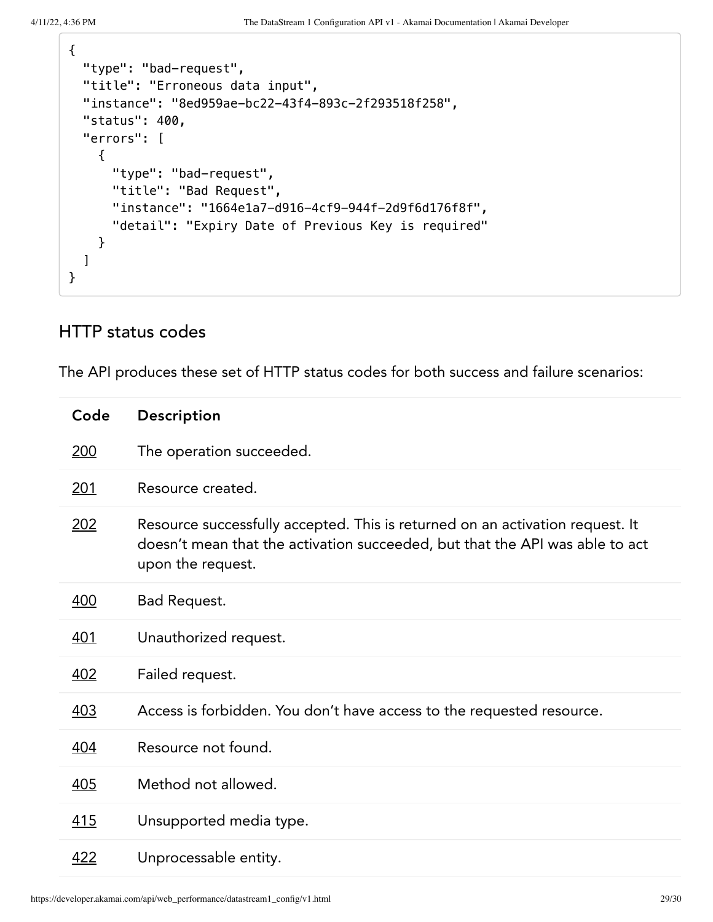```
{
  "type": "bad-request",
  "title": "Erroneous data input",
  "instance": "8ed959ae-bc22-43f4-893c-2f293518f258",
  "status": 400,
  "errors": [
    {
      "type": "bad-request",
      "title": "Bad Request",
      "instance": "1664e1a7-d916-4cf9-944f-2d9f6d176f8f",
      "detail": "Expiry Date of Previous Key is required"
    }
  ]
}
```

## HTTP status codes

The API produces these set of HTTP status codes for both success and failure scenarios:

| Code | Description |
| --- | --- |
| 200 | The operation succeeded. |
| 201 | Resource created. |
| 202 | Resource successfully accepted. This is returned on an activation request. It doesn't mean that the activation succeeded, but that the API was able to act upon the request. |
| 400 | Bad Request. |
| 401 | Unauthorized request. |
| 402 | Failed request. |
| 403 | Access is forbidden. You don't have access to the requested resource. |
| 404 | Resource not found. |
| 405 | Method not allowed. |
| 415 | Unsupported media type. |
| 422 | Unprocessable entity. |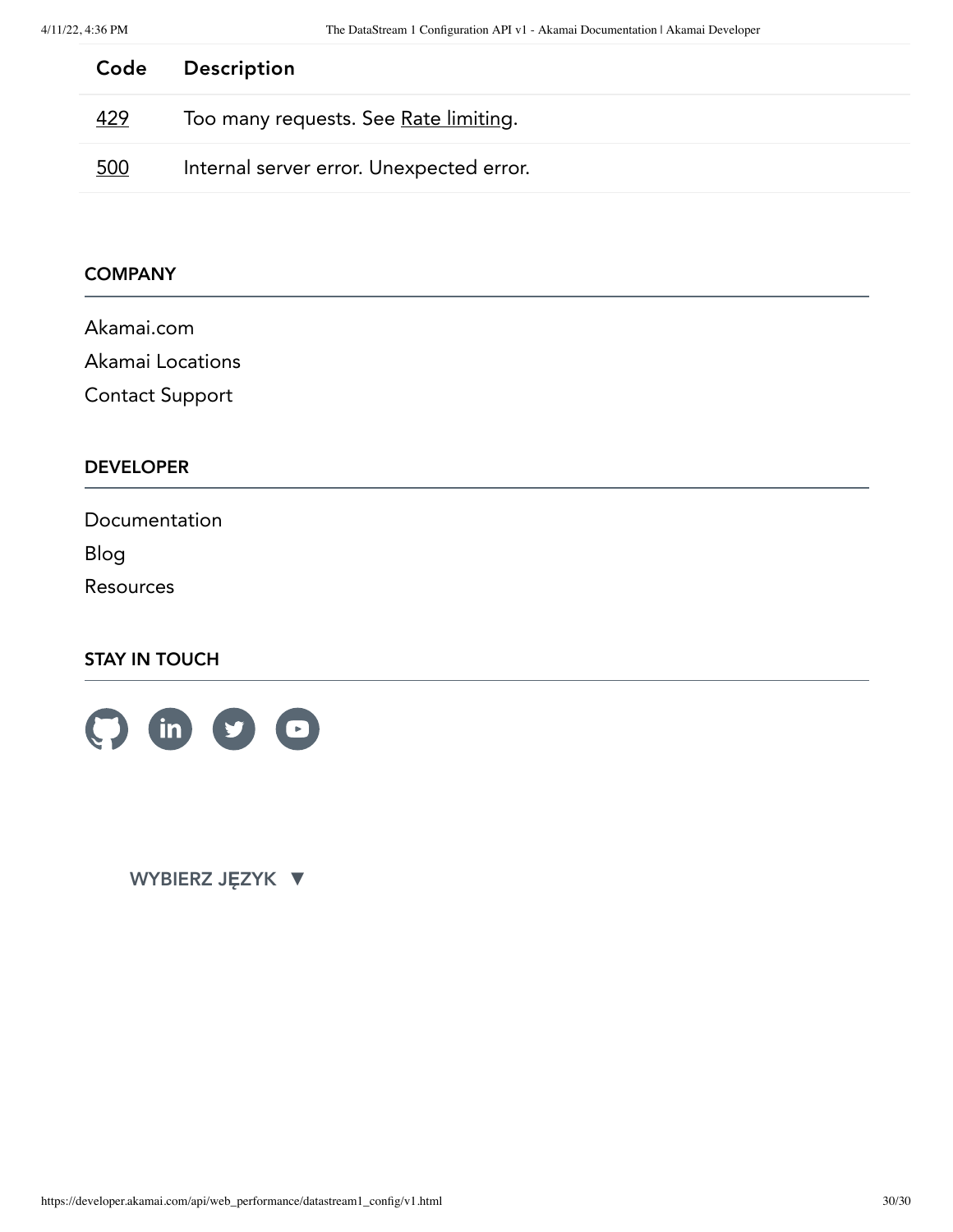| Code | Description |
|---|---|
| 429 | Too many requests. See Rate limiting. |
| 500 | Internal server error. Unexpected error. |

### COMPANY

Akamai.com

Akamai Locations

Contact Support

### DEVELOPER

Documentation

Blog

Resources

### STAY IN TOUCH

WYBIERZ JĘZYK ▼